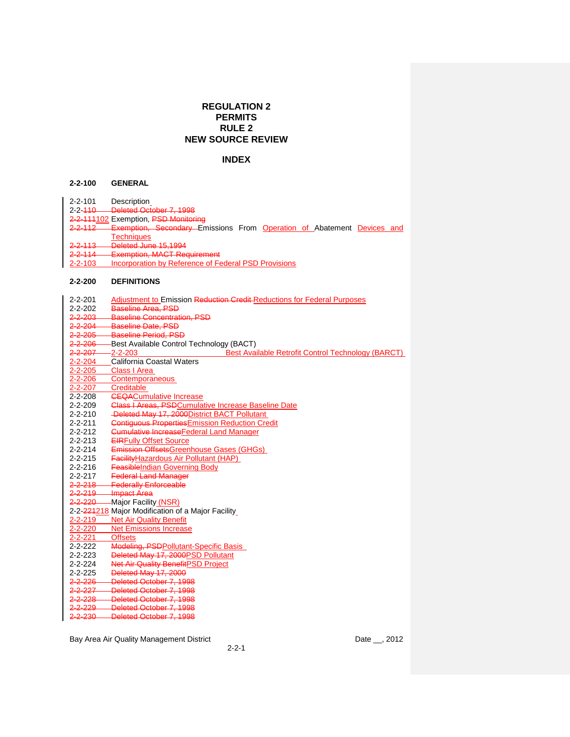# REGULATION 2
# PERMITS
# RULE 2
# NEW SOURCE REVIEW

## INDEX

### 2-2-100 GENERAL

2-2-101 Description
2-2-110 Deleted October 7, 1998
2-2-111102 Exemption, PSD Monitoring
2-2-112 Exemption, Secondary Emissions From Operation of Abatement Devices and Techniques
2-2-113 Deleted June 15,1994
2-2-114 Exemption, MACT Requirement
2-2-103 Incorporation by Reference of Federal PSD Provisions

### 2-2-200 DEFINITIONS

2-2-201 Adjustment to Emission Reduction Credit Reductions for Federal Purposes
2-2-202 Baseline Area, PSD
2-2-203 Baseline Concentration, PSD
2-2-204 Baseline Date, PSD
2-2-205 Baseline Period, PSD
2-2-206 Best Available Control Technology (BACT)
2-2-207 2-2-203 Best Available Retrofit Control Technology (BARCT)
2-2-204 California Coastal Waters
2-2-205 Class I Area
2-2-206 Contemporaneous
2-2-207 Creditable
2-2-208 CEQACumulative Increase
2-2-209 Class I Areas, PSDCumulative Increase Baseline Date
2-2-210 Deleted May 17, 2000District BACT Pollutant
2-2-211 Contiguous PropertiesEmission Reduction Credit
2-2-212 Cumulative IncreaseFederal Land Manager
2-2-213 EIRFully Offset Source
2-2-214 Emission OffsetsGreenhouse Gases (GHGs)
2-2-215 FacilityHazardous Air Pollutant (HAP)
2-2-216 FeasibleIndian Governing Body
2-2-217 Federal Land Manager
2-2-218 Federally Enforceable
2-2-219 Impact Area
2-2-220 Major Facility (NSR)
2-2-221218 Major Modification of a Major Facility
2-2-219 Net Air Quality Benefit
2-2-220 Net Emissions Increase
2-2-221 Offsets
2-2-222 Modeling, PSDPollutant-Specific Basis
2-2-223 Deleted May 17, 2000PSD Pollutant
2-2-224 Net Air Quality BenefitPSD Project
2-2-225 Deleted May 17, 2000
2-2-226 Deleted October 7, 1998
2-2-227 Deleted October 7, 1998
2-2-228 Deleted October 7, 1998
2-2-229 Deleted October 7, 1998
2-2-230 Deleted October 7, 1998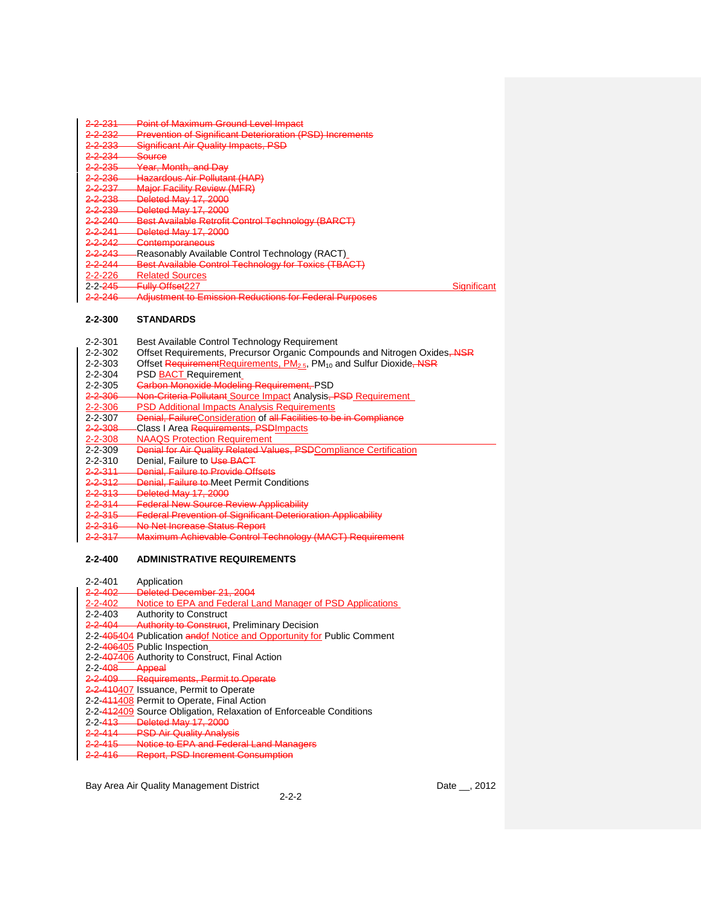2-2-231 Point of Maximum Ground Level Impact
2-2-232 Prevention of Significant Deterioration (PSD) Increments
2-2-233 Significant Air Quality Impacts, PSD
2-2-234 Source
2-2-235 Year, Month, and Day
2-2-236 Hazardous Air Pollutant (HAP)
2-2-237 Major Facility Review (MFR)
2-2-238 Deleted May 17, 2000
2-2-239 Deleted May 17, 2000
2-2-240 Best Available Retrofit Control Technology (BARCT)
2-2-241 Deleted May 17, 2000
2-2-242 Contemporaneous
2-2-243 Reasonably Available Control Technology (RACT)
2-2-244 Best Available Control Technology for Toxics (TBACT)
2-2-226 Related Sources
2-2-245 Fully Offset227 Significant
2-2-246 Adjustment to Emission Reductions for Federal Purposes

## 2-2-300 STANDARDS

2-2-301 Best Available Control Technology Requirement
2-2-302 Offset Requirements, Precursor Organic Compounds and Nitrogen Oxides, NSR
2-2-303 Offset RequirementRequirements, $PM_{2.5}$, $PM_{10}$ and Sulfur Dioxide, NSR
2-2-304 PSD BACT Requirement
2-2-305 Carbon Monoxide Modeling Requirement, PSD
2-2-306 Non-Criteria Pollutant Source Impact Analysis, PSD Requirement
2-2-306 PSD Additional Impacts Analysis Requirements
2-2-307 Denial, FailureConsideration of all Facilities to be in Compliance
2-2-308 Class I Area Requirements, PSDImpacts
2-2-308 NAAQS Protection Requirement
2-2-309 Denial for Air Quality Related Values, PSDCompliance Certification
2-2-310 Denial, Failure to Use BACT
2-2-311 Denial, Failure to Provide Offsets
2-2-312 Denial, Failure to Meet Permit Conditions
2-2-313 Deleted May 17, 2000
2-2-314 Federal New Source Review Applicability
2-2-315 Federal Prevention of Significant Deterioration Applicability
2-2-316 No Net Increase Status Report
2-2-317 Maximum Achievable Control Technology (MACT) Requirement

## 2-2-400 ADMINISTRATIVE REQUIREMENTS

2-2-401 Application
2-2-402 Deleted December 21, 2004
2-2-402 Notice to EPA and Federal Land Manager of PSD Applications
2-2-403 Authority to Construct
2-2-404 Authority to Construct, Preliminary Decision
2-2-405404 Publication andof Notice and Opportunity for Public Comment
2-2-406405 Public Inspection
2-2-407406 Authority to Construct, Final Action
2-2-408 Appeal
2-2-409 Requirements, Permit to Operate
2-2-410407 Issuance, Permit to Operate
2-2-411408 Permit to Operate, Final Action
2-2-412409 Source Obligation, Relaxation of Enforceable Conditions
2-2-413 Deleted May 17, 2000
2-2-414 PSD Air Quality Analysis
2-2-415 Notice to EPA and Federal Land Managers
2-2-416 Report, PSD Increment Consumption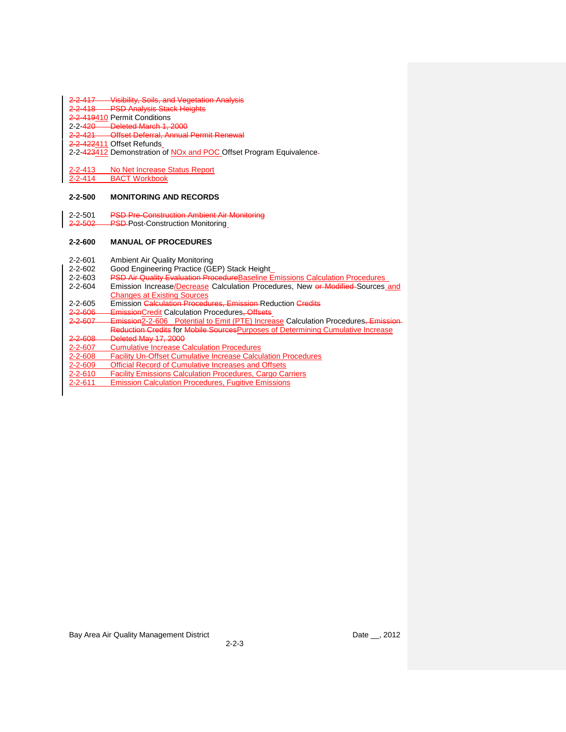2-2-417 Visibility, Soils, and Vegetation Analysis
2-2-418 PSD Analysis Stack Heights
2-2-419410 Permit Conditions
2-2-420 Deleted March 1, 2000
2-2-421 Offset Deferral, Annual Permit Renewal
2-2-422411 Offset Refunds
2-2-423412 Demonstration of NOx and POC Offset Program Equivalence

2-2-413 No Net Increase Status Report
2-2-414 BACT Workbook

**2-2-500 MONITORING AND RECORDS**

2-2-501 PSD Pre-Construction Ambient Air Monitoring
2-2-502 PSD Post-Construction Monitoring

**2-2-600 MANUAL OF PROCEDURES**

2-2-601 Ambient Air Quality Monitoring
2-2-602 Good Engineering Practice (GEP) Stack Height
2-2-603 PSD Air Quality Evaluation ProcedureBaseline Emissions Calculation Procedures
2-2-604 Emission Increase/Decrease Calculation Procedures, New or Modified Sources and Changes at Existing Sources
2-2-605 Emission Calculation Procedures, Emission Reduction Credits
2-2-606 EmissionCredit Calculation Procedures, Offsets
2-2-607 Emission2-2-606 Potential to Emit (PTE) Increase Calculation Procedures, Emission Reduction Credits for Mobile SourcesPurposes of Determining Cumulative Increase
2-2-608 Deleted May 17, 2000
2-2-607 Cumulative Increase Calculation Procedures
2-2-608 Facility Un-Offset Cumulative Increase Calculation Procedures
2-2-609 Official Record of Cumulative Increases and Offsets
2-2-610 Facility Emissions Calculation Procedures, Cargo Carriers
2-2-611 Emission Calculation Procedures, Fugitive Emissions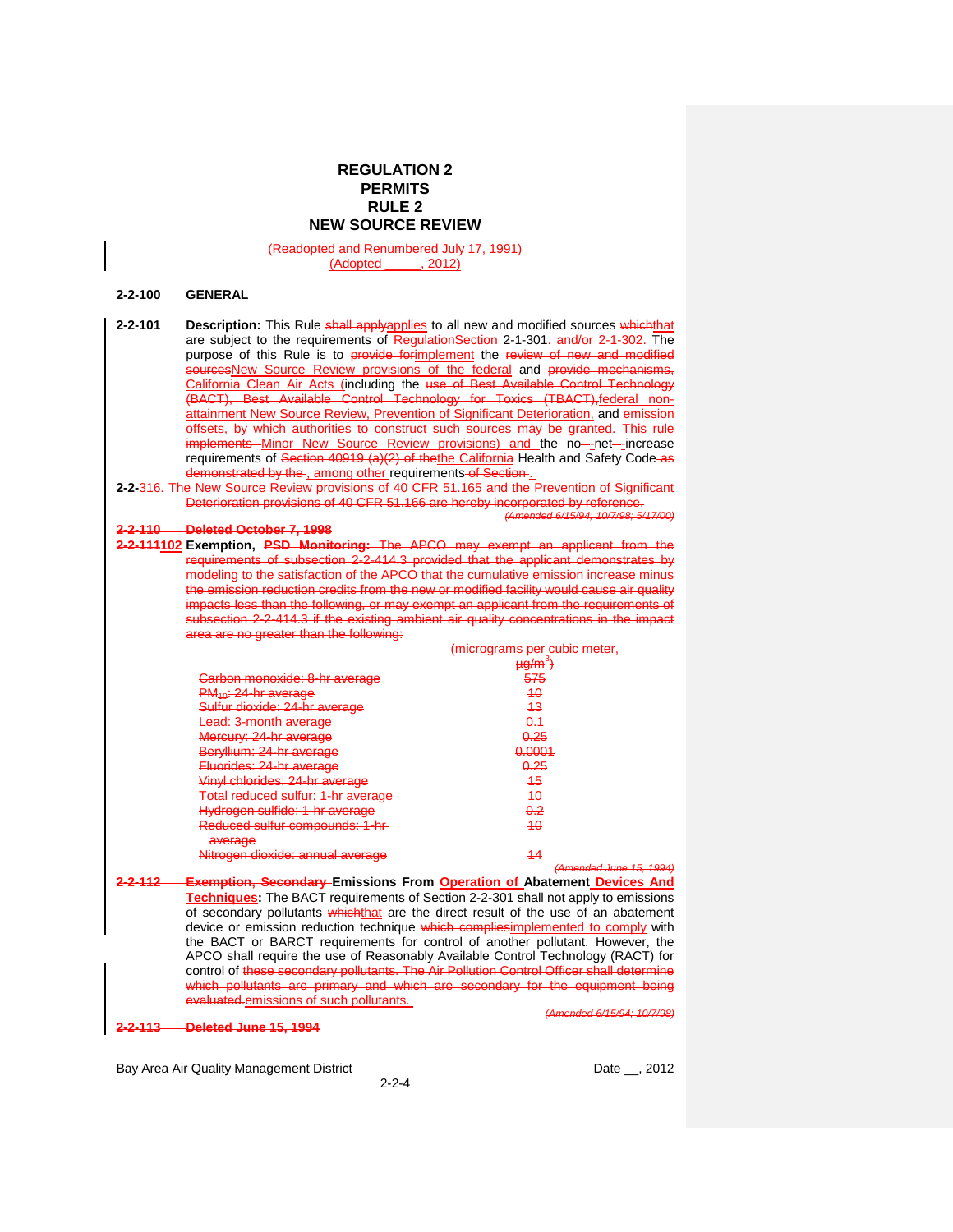# REGULATION 2
# PERMITS
# RULE 2
# NEW SOURCE REVIEW

~~(Readopted and Renumbered July 17, 1991)~~
(Adopted _____, 2012)

## 2-2-100 GENERAL

**2-2-101 Description:** This Rule ~~shall apply~~applies to all new and modified sources ~~which~~that are subject to the requirements of ~~Regulation~~Section 2-1-301~~,~~ and/or 2-1-302. The purpose of this Rule is to ~~provide for~~implement the ~~review of new and modified sources~~New Source Review provisions of the federal and ~~provide mechanisms,~~ California Clean Air Acts (including the ~~use of Best Available Control Technology (BACT), Best Available Control Technology for Toxics (TBACT),~~federal non-attainment New Source Review, Prevention of Significant Deterioration, and ~~emission offsets, by which authorities to construct such sources may be granted. This rule implements~~ Minor New Source Review provisions) and the no~~-~~-net~~-~~-increase requirements of ~~Section 40919 (a)(2) of the~~the California Health and Safety Code ~~as demonstrated by the~~, among other requirements ~~of Section~~.

~~2-2-316. The New Source Review provisions of 40 CFR 51.165 and the Prevention of Significant Deterioration provisions of 40 CFR 51.166 are hereby incorporated by reference.~~

~~*(Amended 6/15/94; 10/7/98; 5/17/00)*~~

~~**2-2-110 Deleted October 7, 1998**~~

~~**2-2-111**~~**102 Exemption,** ~~**PSD Monitoring:** The APCO may exempt an applicant from the requirements of subsection 2-2-414.3 provided that the applicant demonstrates by modeling to the satisfaction of the APCO that the cumulative emission increase minus the emission reduction credits from the new or modified facility would cause air quality impacts less than the following, or may exempt an applicant from the requirements of subsection 2-2-414.3 if the existing ambient air quality concentrations in the impact area are no greater than the following:~~

| | ~~(micrograms per cubic meter, $\mu g/m^3$)~~ |
|---|---|
| ~~Carbon monoxide: 8-hr average~~ | ~~575~~ |
| ~~$PM_{10}$: 24-hr average~~ | ~~10~~ |
| ~~Sulfur dioxide: 24-hr average~~ | ~~13~~ |
| ~~Lead: 3-month average~~ | ~~0.1~~ |
| ~~Mercury: 24-hr average~~ | ~~0.25~~ |
| ~~Beryllium: 24-hr average~~ | ~~0.0001~~ |
| ~~Fluorides: 24-hr average~~ | ~~0.25~~ |
| ~~Vinyl chlorides: 24-hr average~~ | ~~15~~ |
| ~~Total reduced sulfur: 1-hr average~~ | ~~10~~ |
| ~~Hydrogen sulfide: 1-hr average~~ | ~~0.2~~ |
| ~~Reduced sulfur compounds: 1-hr average~~ | ~~10~~ |
| ~~Nitrogen dioxide: annual average~~ | ~~14~~ |

~~*(Amended June 15, 1994)*~~

~~**2-2-112 Exemption, Secondary**~~ **Emissions From Operation of Abatement Devices And Techniques:** The BACT requirements of Section 2-2-301 shall not apply to emissions of secondary pollutants ~~which~~that are the direct result of the use of an abatement device or emission reduction technique ~~which complies~~implemented to comply with the BACT or BARCT requirements for control of another pollutant. However, the APCO shall require the use of Reasonably Available Control Technology (RACT) for control of ~~these secondary pollutants. The Air Pollution Control Officer shall determine which pollutants are primary and which are secondary for the equipment being evaluated.~~emissions of such pollutants.

~~*(Amended 6/15/94; 10/7/98)*~~

~~**2-2-113 Deleted June 15, 1994**~~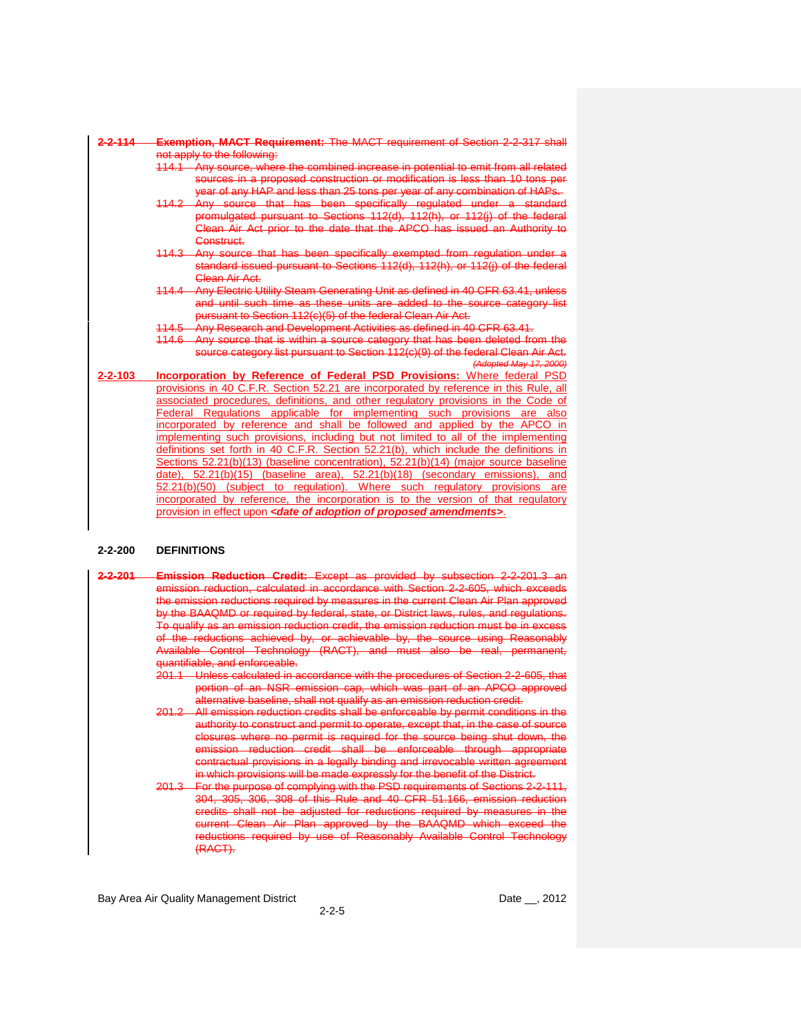~~**2-2-114 Exemption, MACT Requirement:** The MACT requirement of Section 2-2-317 shall not apply to the following:~~

~~114.1 Any source, where the combined increase in potential to emit from all related sources in a proposed construction or modification is less than 10 tons per year of any HAP and less than 25 tons per year of any combination of HAPs.~~

~~114.2 Any source that has been specifically regulated under a standard promulgated pursuant to Sections 112(d), 112(h), or 112(j) of the federal Clean Air Act prior to the date that the APCO has issued an Authority to Construct.~~

~~114.3 Any source that has been specifically exempted from regulation under a standard issued pursuant to Sections 112(d), 112(h), or 112(j) of the federal Clean Air Act.~~

~~114.4 Any Electric Utility Steam Generating Unit as defined in 40 CFR 63.41, unless and until such time as these units are added to the source category list pursuant to Section 112(c)(5) of the federal Clean Air Act.~~

~~114.5 Any Research and Development Activities as defined in 40 CFR 63.41.~~

~~114.6 Any source that is within a source category that has been deleted from the source category list pursuant to Section 112(c)(9) of the federal Clean Air Act.~~

~~*(Adopted May 17, 2000)*~~

**2-2-103 Incorporation by Reference of Federal PSD Provisions:** Where federal PSD provisions in 40 C.F.R. Section 52.21 are incorporated by reference in this Rule, all associated procedures, definitions, and other regulatory provisions in the Code of Federal Regulations applicable for implementing such provisions are also incorporated by reference and shall be followed and applied by the APCO in implementing such provisions, including but not limited to all of the implementing definitions set forth in 40 C.F.R. Section 52.21(b), which include the definitions in Sections 52.21(b)(13) (baseline concentration), 52.21(b)(14) (major source baseline date), 52.21(b)(15) (baseline area), 52.21(b)(18) (secondary emissions), and 52.21(b)(50) (subject to regulation). Where such regulatory provisions are incorporated by reference, the incorporation is to the version of that regulatory provision in effect upon ***<date of adoption of proposed amendments>***.

## 2-2-200 DEFINITIONS

~~**2-2-201 Emission Reduction Credit:** Except as provided by subsection 2-2-201.3 an emission reduction, calculated in accordance with Section 2-2-605, which exceeds the emission reductions required by measures in the current Clean Air Plan approved by the BAAQMD or required by federal, state, or District laws, rules, and regulations. To qualify as an emission reduction credit, the emission reduction must be in excess of the reductions achieved by, or achievable by, the source using Reasonably Available Control Technology (RACT), and must also be real, permanent, quantifiable, and enforceable.~~

~~201.1 Unless calculated in accordance with the procedures of Section 2-2-605, that portion of an NSR emission cap, which was part of an APCO approved alternative baseline, shall not qualify as an emission reduction credit.~~

~~201.2 All emission reduction credits shall be enforceable by permit conditions in the authority to construct and permit to operate, except that, in the case of source closures where no permit is required for the source being shut down, the emission reduction credit shall be enforceable through appropriate contractual provisions in a legally binding and irrevocable written agreement in which provisions will be made expressly for the benefit of the District.~~

~~201.3 For the purpose of complying with the PSD requirements of Sections 2-2-111, 304, 305, 306, 308 of this Rule and 40 CFR 51.166, emission reduction credits shall not be adjusted for reductions required by measures in the current Clean Air Plan approved by the BAAQMD which exceed the reductions required by use of Reasonably Available Control Technology (RACT).~~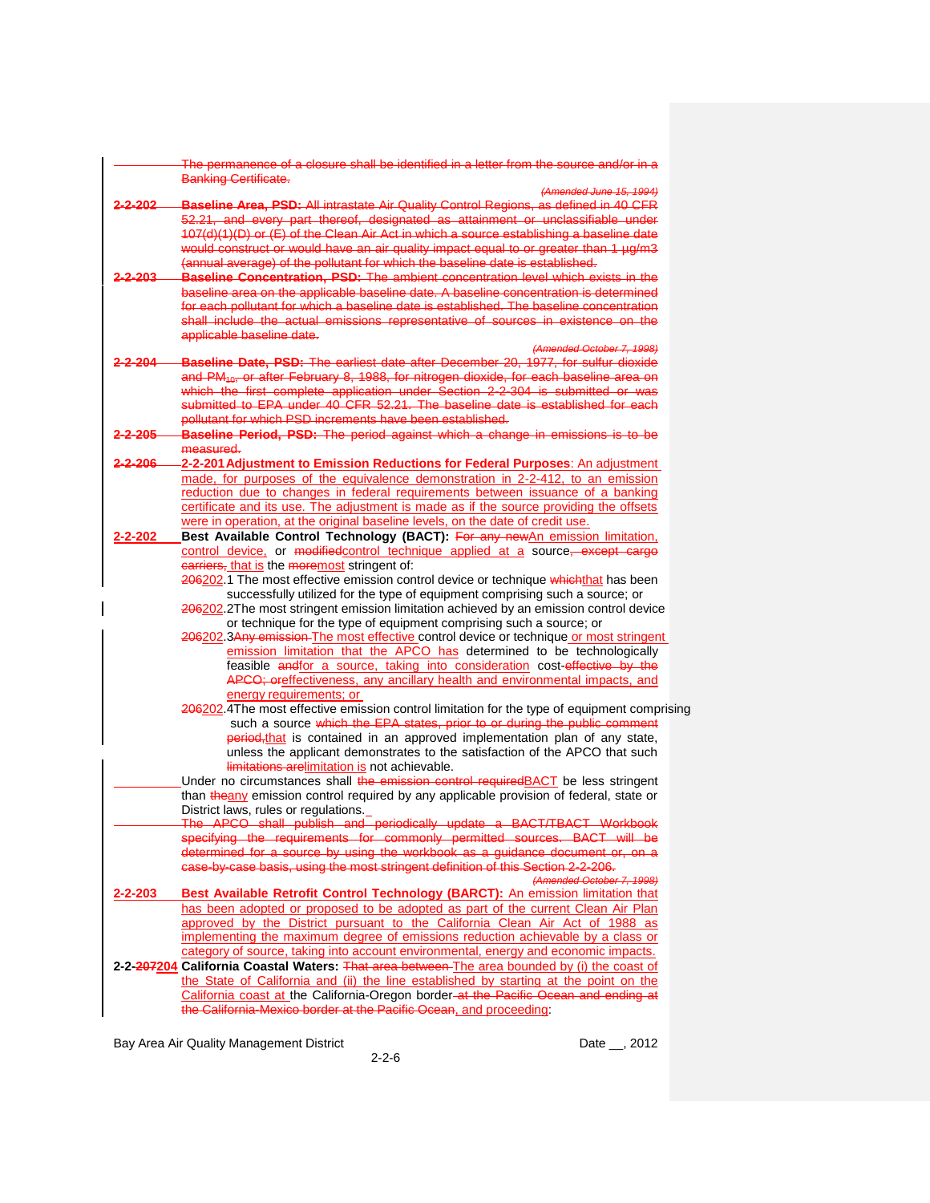~~The permanence of a closure shall be identified in a letter from the source and/or in a Banking Certificate.~~

*~~(Amended June 15, 1994)~~*

**~~2-2-202~~ ~~Baseline Area, PSD:~~** ~~All intrastate Air Quality Control Regions, as defined in 40 CFR 52.21, and every part thereof, designated as attainment or unclassifiable under 107(d)(1)(D) or (E) of the Clean Air Act in which a source establishing a baseline date would construct or would have an air quality impact equal to or greater than 1 µg/m3 (annual average) of the pollutant for which the baseline date is established.~~

**~~2-2-203~~ ~~Baseline Concentration, PSD:~~** ~~The ambient concentration level which exists in the baseline area on the applicable baseline date. A baseline concentration is determined for each pollutant for which a baseline date is established. The baseline concentration shall include the actual emissions representative of sources in existence on the applicable baseline date.~~

*~~(Amended October 7, 1998)~~*

**~~2-2-204~~ ~~Baseline Date, PSD:~~** ~~The earliest date after December 20, 1977, for sulfur dioxide and $PM_{10}$, or after February 8, 1988, for nitrogen dioxide, for each baseline area on which the first complete application under Section 2-2-304 is submitted or was submitted to EPA under 40 CFR 52.21. The baseline date is established for each pollutant for which PSD increments have been established.~~

**~~2-2-205~~ ~~Baseline Period, PSD:~~** ~~The period against which a change in emissions is to be measured.~~

**~~2-2-206~~ 2-2-201 Adjustment to Emission Reductions for Federal Purposes**: An adjustment made, for purposes of the equivalence demonstration in 2-2-412, to an emission reduction due to changes in federal requirements between issuance of a banking certificate and its use. The adjustment is made as if the source providing the offsets were in operation, at the original baseline levels, on the date of credit use.

**2-2-202 Best Available Control Technology (BACT):** ~~For any new~~An emission limitation, control device, or ~~modified~~control technique applied at a source~~, except cargo carriers,~~ that is the ~~more~~most stringent of:

~~206~~202.1 The most effective emission control device or technique ~~which~~that has been successfully utilized for the type of equipment comprising such a source; or

~~206~~202.2 The most stringent emission limitation achieved by an emission control device or technique for the type of equipment comprising such a source; or

~~206~~202.3 ~~Any emission~~ The most effective control device or technique or most stringent emission limitation that the APCO has determined to be technologically feasible ~~and~~for a source, taking into consideration cost-~~effective by the APCO; or~~effectiveness, any ancillary health and environmental impacts, and energy requirements; or

~~206~~202.4 The most effective emission control limitation for the type of equipment comprising such a source ~~which the EPA states, prior to or during the public comment period,~~that is contained in an approved implementation plan of any state, unless the applicant demonstrates to the satisfaction of the APCO that such ~~limitations are~~limitation is not achievable.

Under no circumstances shall ~~the emission control required~~BACT be less stringent than ~~the~~any emission control required by any applicable provision of federal, state or District laws, rules or regulations.

~~The APCO shall publish and periodically update a BACT/TBACT Workbook specifying the requirements for commonly permitted sources. BACT will be determined for a source by using the workbook as a guidance document or, on a case-by-case basis, using the most stringent definition of this Section 2-2-206.~~

*~~(Amended October 7, 1998)~~*

**2-2-203 Best Available Retrofit Control Technology (BARCT):** An emission limitation that has been adopted or proposed to be adopted as part of the current Clean Air Plan approved by the District pursuant to the California Clean Air Act of 1988 as implementing the maximum degree of emissions reduction achievable by a class or category of source, taking into account environmental, energy and economic impacts.

**2-2-~~207~~204 California Coastal Waters:** ~~That area between~~ The area bounded by (i) the coast of the State of California and (ii) the line established by starting at the point on the California coast at the California-Oregon border ~~at the Pacific Ocean and ending at the California-Mexico border at the Pacific Ocean~~, and proceeding: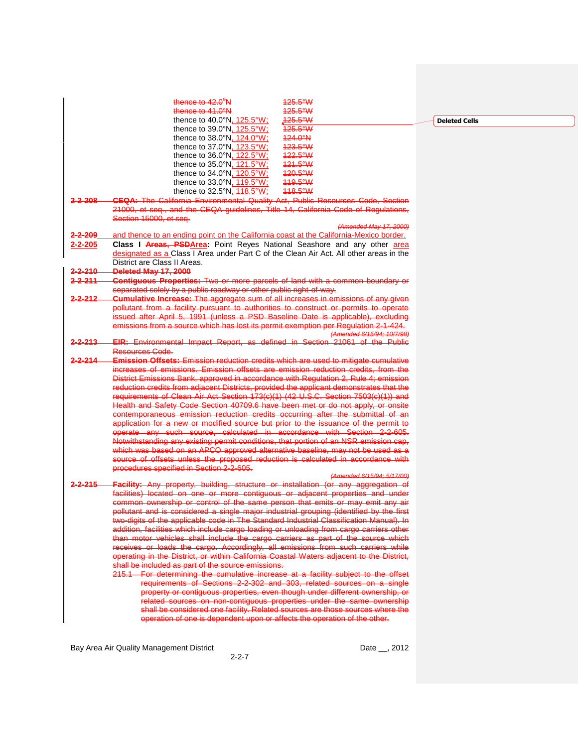thence to 42.0°N 125.5°W
thence to 41.0°N 125.5°W
thence to 40.0°N, 125.5°W; 125.5°W
thence to 39.0°N, 125.5°W; 125.5°W
thence to 38.0°N, 124.0°W; 124.0°N
thence to 37.0°N, 123.5°W; 123.5°W
thence to 36.0°N, 122.5°W; 122.5°W
thence to 35.0°N, 121.5°W; 121.5°W
thence to 34.0°N, 120.5°W; 120.5°W
thence to 33.0°N, 119.5°W; 119.5°W
thence to 32.5°N, 118.5°W; 118.5°W

**2-2-208** **CEQA:** The California Environmental Quality Act, Public Resources Code, Section 21000, et seq., and the CEQA guidelines, Title 14, California Code of Regulations, Section 15000, et seq.

*(Amended May 17, 2000)*

**2-2-209** and thence to an ending point on the California coast at the California-Mexico border.

**2-2-205** **Class I Areas, PSDArea:** Point Reyes National Seashore and any other area designated as a Class I Area under Part C of the Clean Air Act. All other areas in the District are Class II Areas.

**2-2-210** **Deleted May 17, 2000**

**2-2-211** **Contiguous Properties:** Two or more parcels of land with a common boundary or separated solely by a public roadway or other public right-of-way.

**2-2-212** **Cumulative Increase:** The aggregate sum of all increases in emissions of any given pollutant from a facility pursuant to authorities to construct or permits to operate issued after April 5, 1991 (unless a PSD Baseline Date is applicable), excluding emissions from a source which has lost its permit exemption per Regulation 2-1-424.

*(Amended 6/15/94; 10/7/98)*

**2-2-213** **EIR:** Environmental Impact Report, as defined in Section 21061 of the Public Resources Code.

**2-2-214** **Emission Offsets:** Emission reduction credits which are used to mitigate cumulative increases of emissions. Emission offsets are emission reduction credits, from the District Emissions Bank, approved in accordance with Regulation 2, Rule 4; emission reduction credits from adjacent Districts, provided the applicant demonstrates that the requirements of Clean Air Act Section 173(c)(1) (42 U.S.C. Section 7503(c)(1)) and Health and Safety Code Section 40709.6 have been met or do not apply, or onsite contemporaneous emission reduction credits occurring after the submittal of an application for a new or modified source but prior to the issuance of the permit to operate any such source, calculated in accordance with Section 2-2-605. Notwithstanding any existing permit conditions, that portion of an NSR emission cap, which was based on an APCO approved alternative baseline, may not be used as a source of offsets unless the proposed reduction is calculated in accordance with procedures specified in Section 2-2-605.

*(Amended 6/15/94; 5/17/00)*

**2-2-215** **Facility:** Any property, building, structure or installation (or any aggregation of facilities) located on one or more contiguous or adjacent properties and under common ownership or control of the same person that emits or may emit any air pollutant and is considered a single major industrial grouping (identified by the first two-digits of the applicable code in The Standard Industrial Classification Manual). In addition, facilities which include cargo loading or unloading from cargo carriers other than motor vehicles shall include the cargo carriers as part of the source which receives or loads the cargo. Accordingly, all emissions from such carriers while operating in the District, or within California Coastal Waters adjacent to the District, shall be included as part of the source emissions.

215.1 For determining the cumulative increase at a facility subject to the offset requirements of Sections 2-2-302 and 303, related sources on a single property or contiguous properties, even though under different ownership, or related sources on non-contiguous properties under the same ownership shall be considered one facility. Related sources are those sources where the operation of one is dependent upon or affects the operation of the other.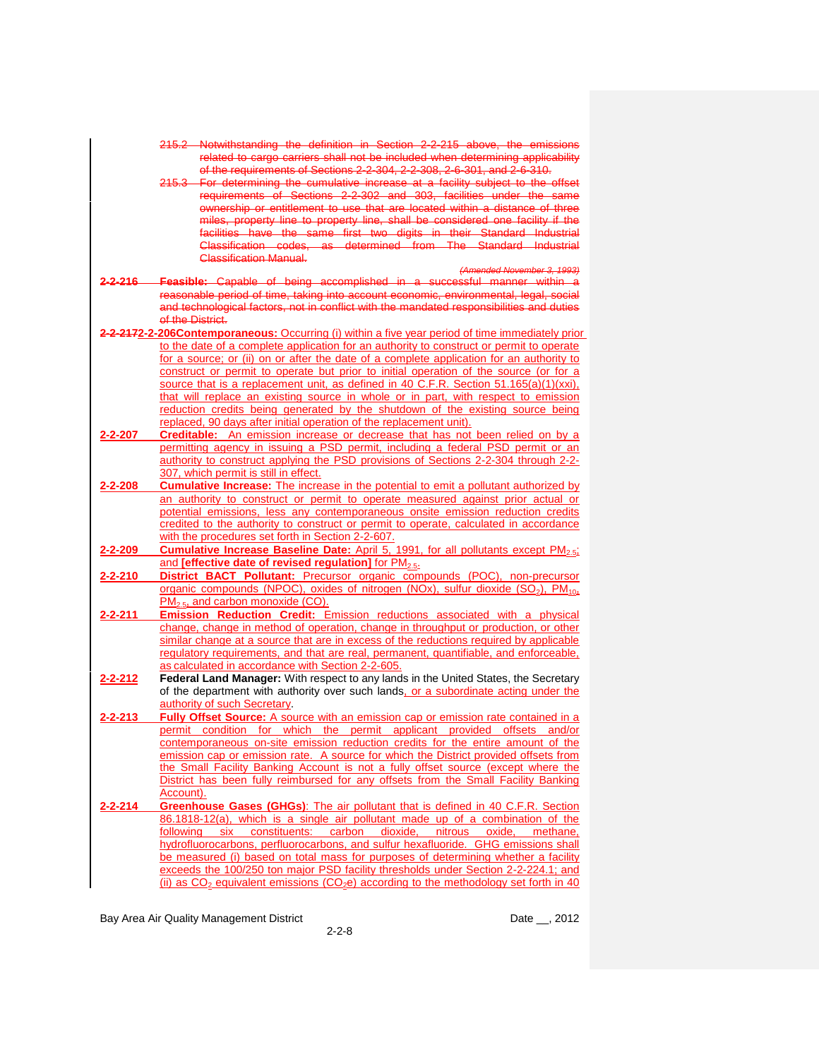215.2 Notwithstanding the definition in Section 2-2-215 above, the emissions related to cargo carriers shall not be included when determining applicability of the requirements of Sections 2-2-304, 2-2-308, 2-6-301, and 2-6-310.

215.3 For determining the cumulative increase at a facility subject to the offset requirements of Sections 2-2-302 and 303, facilities under the same ownership or entitlement to use that are located within a distance of three miles, property line to property line, shall be considered one facility if the facilities have the same first two digits in their Standard Industrial Classification codes, as determined from The Standard Industrial Classification Manual.

*(Amended November 3, 1993)*

**2-2-216 Feasible:** Capable of being accomplished in a successful manner within a reasonable period of time, taking into account economic, environmental, legal, social and technological factors, not in conflict with the mandated responsibilities and duties of the District.

**2-2-2172-2-206 Contemporaneous:** Occurring (i) within a five year period of time immediately prior to the date of a complete application for an authority to construct or permit to operate for a source; or (ii) on or after the date of a complete application for an authority to construct or permit to operate but prior to initial operation of the source (or for a source that is a replacement unit, as defined in 40 C.F.R. Section 51.165(a)(1)(xxi), that will replace an existing source in whole or in part, with respect to emission reduction credits being generated by the shutdown of the existing source being replaced, 90 days after initial operation of the replacement unit).

**2-2-207 Creditable:** An emission increase or decrease that has not been relied on by a permitting agency in issuing a PSD permit, including a federal PSD permit or an authority to construct applying the PSD provisions of Sections 2-2-304 through 2-2-307, which permit is still in effect.

**2-2-208 Cumulative Increase:** The increase in the potential to emit a pollutant authorized by an authority to construct or permit to operate measured against prior actual or potential emissions, less any contemporaneous onsite emission reduction credits credited to the authority to construct or permit to operate, calculated in accordance with the procedures set forth in Section 2-2-607.

**2-2-209 Cumulative Increase Baseline Date:** April 5, 1991, for all pollutants except $PM_{2.5}$; and **[effective date of revised regulation]** for $PM_{2.5}$.

**2-2-210 District BACT Pollutant:** Precursor organic compounds (POC), non-precursor organic compounds (NPOC), oxides of nitrogen (NOx), sulfur dioxide ($SO_2$), $PM_{10}$, $PM_{2.5}$, and carbon monoxide (CO).

**2-2-211 Emission Reduction Credit:** Emission reductions associated with a physical change, change in method of operation, change in throughput or production, or other similar change at a source that are in excess of the reductions required by applicable regulatory requirements, and that are real, permanent, quantifiable, and enforceable, as calculated in accordance with Section 2-2-605.

**2-2-212 Federal Land Manager:** With respect to any lands in the United States, the Secretary of the department with authority over such lands, or a subordinate acting under the authority of such Secretary.

**2-2-213 Fully Offset Source:** A source with an emission cap or emission rate contained in a permit condition for which the permit applicant provided offsets and/or contemporaneous on-site emission reduction credits for the entire amount of the emission cap or emission rate. A source for which the District provided offsets from the Small Facility Banking Account is not a fully offset source (except where the District has been fully reimbursed for any offsets from the Small Facility Banking Account).

**2-2-214 Greenhouse Gases (GHGs):** The air pollutant that is defined in 40 C.F.R. Section 86.1818-12(a), which is a single air pollutant made up of a combination of the following six constituents: carbon dioxide, nitrous oxide, methane, hydrofluorocarbons, perfluorocarbons, and sulfur hexafluoride. GHG emissions shall be measured (i) based on total mass for purposes of determining whether a facility exceeds the 100/250 ton major PSD facility thresholds under Section 2-2-224.1; and (ii) as $CO_2$ equivalent emissions ($CO_2e$) according to the methodology set forth in 40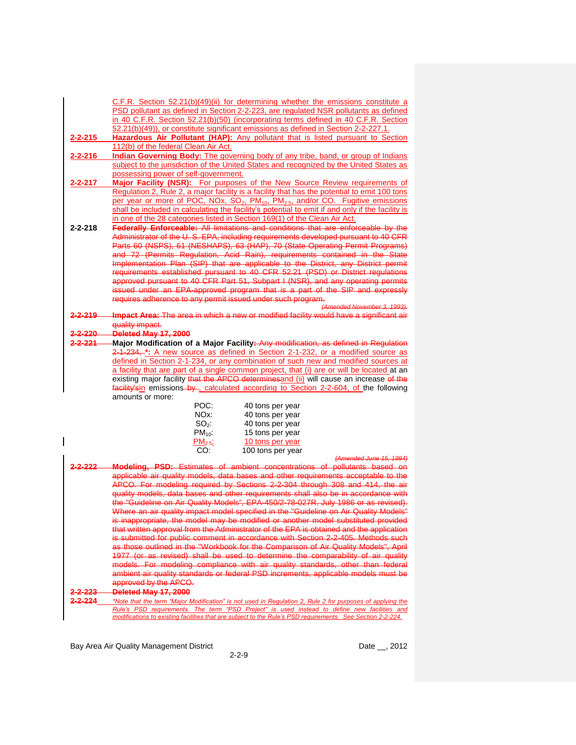C.F.R. Section 52.21(b)(49)(ii) for determining whether the emissions constitute a PSD pollutant as defined in Section 2-2-223, are regulated NSR pollutants as defined in 40 C.F.R. Section 52.21(b)(50) (incorporating terms defined in 40 C.F.R. Section 52.21(b)(49)), or constitute significant emissions as defined in Section 2-2-227.1.

**2-2-215** **Hazardous Air Pollutant (HAP):** Any pollutant that is listed pursuant to Section 112(b) of the federal Clean Air Act.

**2-2-216** **Indian Governing Body:** The governing body of any tribe, band, or group of Indians subject to the jurisdiction of the United States and recognized by the United States as possessing power of self-government.

**2-2-217** **Major Facility (NSR):** For purposes of the New Source Review requirements of Regulation 2, Rule 2, a major facility is a facility that has the potential to emit 100 tons per year or more of POC, NOx, $SO_2$, $PM_{10}$, $PM_{2.5}$, and/or CO. Fugitive emissions shall be included in calculating the facility's potential to emit if and only if the facility is in one of the 28 categories listed in Section 169(1) of the Clean Air Act.

**2-2-218** ~~**Federally Enforceable:** All limitations and conditions that are enforceable by the Administrator of the U. S. EPA, including requirements developed pursuant to 40 CFR Parts 60 (NSPS), 61 (NESHAPS), 63 (HAP), 70 (State Operating Permit Programs) and 72 (Permits Regulation, Acid Rain), requirements contained in the State Implementation Plan (SIP) that are applicable to the District, any District permit requirements established pursuant to 40 CFR 52.21 (PSD) or District regulations approved pursuant to 40 CFR Part 51, Subpart I (NSR), and any operating permits issued under an EPA-approved program that is a part of the SIP and expressly requires adherence to any permit issued under such program.~~

*~~(Amended November 3, 1993)~~*

~~**2-2-219** **Impact Area:** The area in which a new or modified facility would have a significant air quality impact.~~

~~**2-2-220** **Deleted May 17, 2000**~~

~~**2-2-221**~~ **Major Modification of a Major Facility**~~: Any modification, as defined in Regulation 2-1-234,~~ **\*:** A new source as defined in Section 2-1-232, or a modified source as defined in Section 2-1-234, or any combination of such new and modified sources at a facility that are part of a single common project, that (i) are or will be located at an existing major facility ~~that the APCO determines~~and (ii) will cause an increase ~~of the facility's~~in emissions~~ by~~ , calculated according to Section 2-2-604, of the following amounts or more:

| | |
|---|---|
| POC: | 40 tons per year |
| NOx: | 40 tons per year |
| $SO_2$: | 40 tons per year |
| $PM_{10}$: | 15 tons per year |
| $PM_{2.5}$: | 10 tons per year |
| CO: | 100 tons per year |

*~~(Amended June 15, 1994)~~*

~~**2-2-222** **Modeling, PSD:** Estimates of ambient concentrations of pollutants based on applicable air quality models, data bases and other requirements acceptable to the APCO. For modeling required by Sections 2-2-304 through 308 and 414, the air quality models, data bases and other requirements shall also be in accordance with the "Guideline on Air Quality Models", EPA-450/2-78-027R, July 1986 or as revised). Where an air quality impact model specified in the "Guideline on Air Quality Models" is inappropriate, the model may be modified or another model substituted provided that written approval from the Administrator of the EPA is obtained and the application is submitted for public comment in accordance with Section 2-2-405. Methods such as those outlined in the "Workbook for the Comparison of Air Quality Models", April 1977 (or as revised) shall be used to determine the comparability of air quality models. For modeling compliance with air quality standards, other than federal ambient air quality standards or federal PSD increments, applicable models must be approved by the APCO.~~

~~**2-2-223** **Deleted May 17, 2000**~~

~~**2-2-224**~~ *\*Note that the term "Major Modification" is not used in Regulation 2, Rule 2 for purposes of applying the Rule's PSD requirements. The term "PSD Project" is used instead to define new facilities and modifications to existing facilities that are subject to the Rule's PSD requirements. See Section 2-2-224.*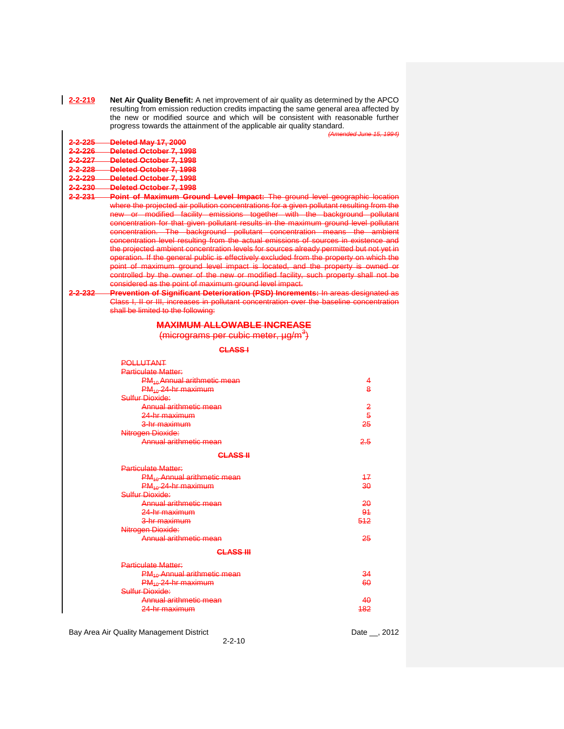**2-2-219 Net Air Quality Benefit:** A net improvement of air quality as determined by the APCO resulting from emission reduction credits impacting the same general area affected by the new or modified source and which will be consistent with reasonable further progress towards the attainment of the applicable air quality standard.

*(Amended June 15, 1994)*

~~**2-2-225 Deleted May 17, 2000**~~

~~**2-2-226 Deleted October 7, 1998**~~

~~**2-2-227 Deleted October 7, 1998**~~

~~**2-2-228 Deleted October 7, 1998**~~

~~**2-2-229 Deleted October 7, 1998**~~

~~**2-2-230 Deleted October 7, 1998**~~

~~**2-2-231 Point of Maximum Ground Level Impact:** The ground level geographic location where the projected air pollution concentrations for a given pollutant resulting from the new or modified facility emissions together with the background pollutant concentration for that given pollutant results in the maximum ground level pollutant concentration. The background pollutant concentration means the ambient concentration level resulting from the actual emissions of sources in existence and the projected ambient concentration levels for sources already permitted but not yet in operation. If the general public is effectively excluded from the property on which the point of maximum ground level impact is located, and the property is owned or controlled by the owner of the new or modified facility, such property shall not be considered as the point of maximum ground level impact.~~

~~**2-2-232 Prevention of Significant Deterioration (PSD) Increments:** In areas designated as Class I, II or III, increases in pollutant concentration over the baseline concentration shall be limited to the following:~~

~~**MAXIMUM ALLOWABLE INCREASE**~~
~~(micrograms per cubic meter, µg/m³)~~

| ~~**CLASS I**~~ | |
|---|---|
| ~~POLLUTANT~~ | |
| ~~Particulate Matter:~~ | |
| ~~$PM_{10}$ Annual arithmetic mean~~ | ~~4~~ |
| ~~$PM_{10}$ 24-hr maximum~~ | ~~8~~ |
| ~~Sulfur Dioxide:~~ | |
| ~~Annual arithmetic mean~~ | ~~2~~ |
| ~~24-hr maximum~~ | ~~5~~ |
| ~~3-hr maximum~~ | ~~25~~ |
| ~~Nitrogen Dioxide:~~ | |
| ~~Annual arithmetic mean~~ | ~~2.5~~ |
| ~~**CLASS II**~~ | |
| ~~Particulate Matter:~~ | |
| ~~$PM_{10}$ Annual arithmetic mean~~ | ~~17~~ |
| ~~$PM_{10}$ 24-hr maximum~~ | ~~30~~ |
| ~~Sulfur Dioxide:~~ | |
| ~~Annual arithmetic mean~~ | ~~20~~ |
| ~~24-hr maximum~~ | ~~91~~ |
| ~~3-hr maximum~~ | ~~512~~ |
| ~~Nitrogen Dioxide:~~ | |
| ~~Annual arithmetic mean~~ | ~~25~~ |
| ~~**CLASS III**~~ | |
| ~~Particulate Matter:~~ | |
| ~~$PM_{10}$ Annual arithmetic mean~~ | ~~34~~ |
| ~~$PM_{10}$ 24-hr maximum~~ | ~~60~~ |
| ~~Sulfur Dioxide:~~ | |
| ~~Annual arithmetic mean~~ | ~~40~~ |
| ~~24-hr maximum~~ | ~~182~~ |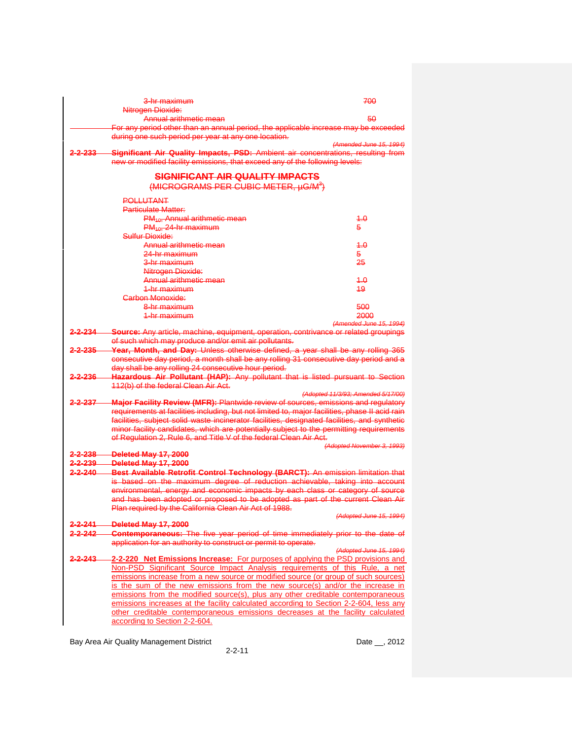| | |
|---|---|
| ~~3-hr maximum~~ | ~~700~~ |
| ~~Nitrogen Dioxide:~~ | |
| ~~Annual arithmetic mean~~ | ~~50~~ |

~~For any period other than an annual period, the applicable increase may be exceeded during one such period per year at any one location.~~

*~~(Amended June 15, 1994)~~*

~~**2-2-233 Significant Air Quality Impacts, PSD:** Ambient air concentrations, resulting from new or modified facility emissions, that exceed any of the following levels:~~

**~~SIGNIFICANT AIR QUALITY IMPACTS~~**
~~(MICROGRAMS PER CUBIC METER, µG/M$^3$)~~

| ~~POLLUTANT~~ | |
|---|---|
| ~~Particulate Matter:~~ | |
| ~~$PM_{10}$, Annual arithmetic mean~~ | ~~1.0~~ |
| ~~$PM_{10}$, 24-hr maximum~~ | ~~5~~ |
| ~~Sulfur Dioxide:~~ | |
| ~~Annual arithmetic mean~~ | ~~1.0~~ |
| ~~24-hr maximum~~ | ~~5~~ |
| ~~3-hr maximum~~ | ~~25~~ |
| ~~Nitrogen Dioxide:~~ | |
| ~~Annual arithmetic mean~~ | ~~1.0~~ |
| ~~1-hr maximum~~ | ~~19~~ |
| ~~Carbon Monoxide:~~ | |
| ~~8-hr maximum~~ | ~~500~~ |
| ~~1-hr maximum~~ | ~~2000~~ |

*~~(Amended June 15, 1994)~~*

~~**2-2-234 Source:** Any article, machine, equipment, operation, contrivance or related groupings of such which may produce and/or emit air pollutants.~~

~~**2-2-235 Year, Month, and Day:** Unless otherwise defined, a year shall be any rolling 365 consecutive day period, a month shall be any rolling 31 consecutive day period and a day shall be any rolling 24 consecutive hour period.~~

~~**2-2-236 Hazardous Air Pollutant (HAP):** Any pollutant that is listed pursuant to Section 112(b) of the federal Clean Air Act.~~

*~~(Adopted 11/3/93; Amended 5/17/00)~~*

~~**2-2-237 Major Facility Review (MFR):** Plantwide review of sources, emissions and regulatory requirements at facilities including, but not limited to, major facilities, phase II acid rain facilities, subject solid waste incinerator facilities, designated facilities, and synthetic minor facility candidates, which are potentially subject to the permitting requirements of Regulation 2, Rule 6, and Title V of the federal Clean Air Act.~~

*~~(Adopted November 3, 1993)~~*

~~**2-2-238 Deleted May 17, 2000**~~

~~**2-2-239 Deleted May 17, 2000**~~

~~**2-2-240 Best Available Retrofit Control Technology (BARCT):** An emission limitation that is based on the maximum degree of reduction achievable, taking into account environmental, energy and economic impacts by each class or category of source and has been adopted or proposed to be adopted as part of the current Clean Air Plan required by the California Clean Air Act of 1988.~~

*~~(Adopted June 15, 1994)~~*

~~**2-2-241 Deleted May 17, 2000**~~

~~**2-2-242 Contemporaneous:** The five year period of time immediately prior to the date of application for an authority to construct or permit to operate.~~

*~~(Adopted June 15, 1994)~~*

~~**2-2-243**~~ **2-2-220 Net Emissions Increase:** For purposes of applying the PSD provisions and Non-PSD Significant Source Impact Analysis requirements of this Rule, a net emissions increase from a new source or modified source (or group of such sources) is the sum of the new emissions from the new source(s) and/or the increase in emissions from the modified source(s), plus any other creditable contemporaneous emissions increases at the facility calculated according to Section 2-2-604, less any other creditable contemporaneous emissions decreases at the facility calculated according to Section 2-2-604.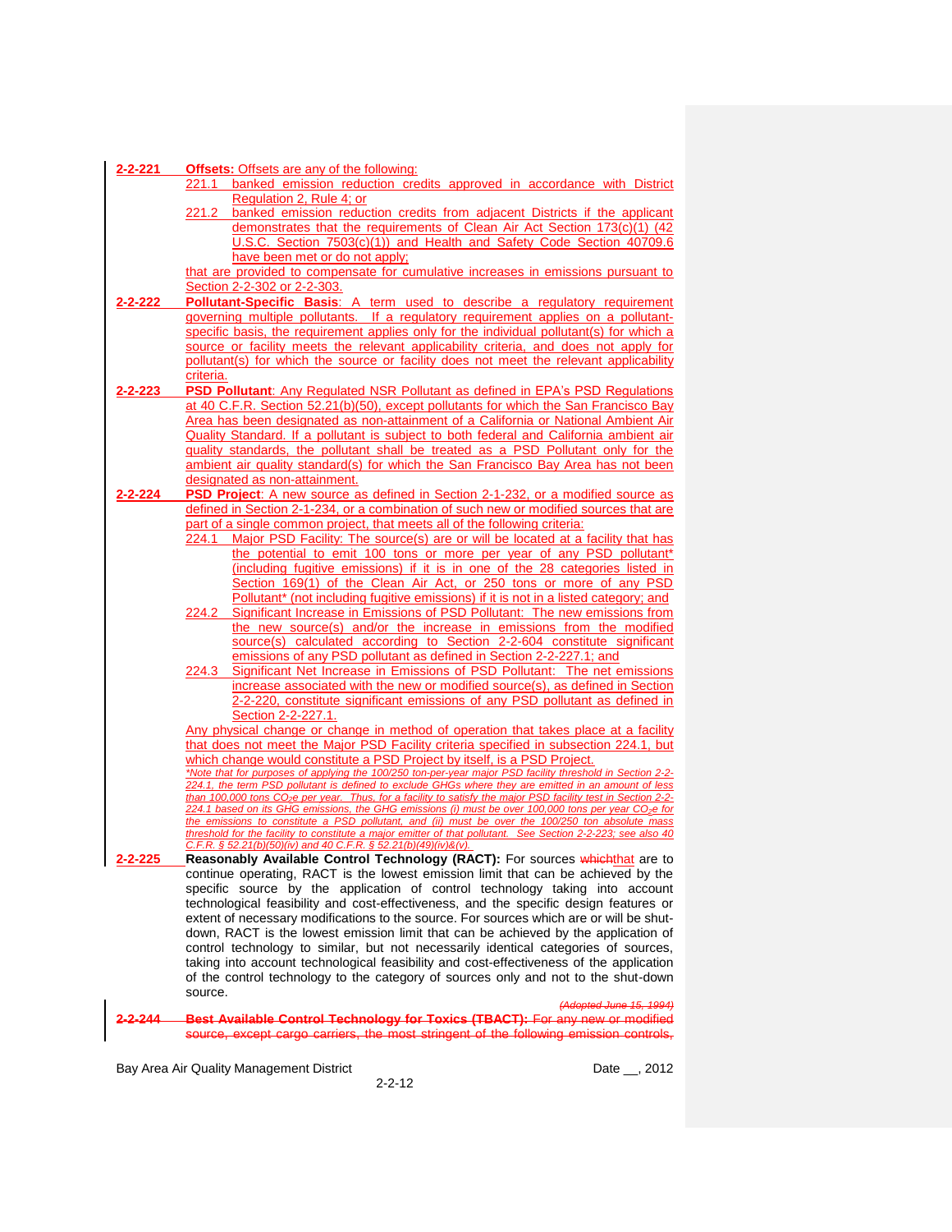**2-2-221 Offsets:** Offsets are any of the following:

221.1 banked emission reduction credits approved in accordance with District Regulation 2, Rule 4; or

221.2 banked emission reduction credits from adjacent Districts if the applicant demonstrates that the requirements of Clean Air Act Section 173(c)(1) (42 U.S.C. Section 7503(c)(1)) and Health and Safety Code Section 40709.6 have been met or do not apply;

that are provided to compensate for cumulative increases in emissions pursuant to Section 2-2-302 or 2-2-303.

**2-2-222 Pollutant-Specific Basis**: A term used to describe a regulatory requirement governing multiple pollutants. If a regulatory requirement applies on a pollutant-specific basis, the requirement applies only for the individual pollutant(s) for which a source or facility meets the relevant applicability criteria, and does not apply for pollutant(s) for which the source or facility does not meet the relevant applicability criteria.

**2-2-223 PSD Pollutant**: Any Regulated NSR Pollutant as defined in EPA's PSD Regulations at 40 C.F.R. Section 52.21(b)(50), except pollutants for which the San Francisco Bay Area has been designated as non-attainment of a California or National Ambient Air Quality Standard. If a pollutant is subject to both federal and California ambient air quality standards, the pollutant shall be treated as a PSD Pollutant only for the ambient air quality standard(s) for which the San Francisco Bay Area has not been designated as non-attainment.

**2-2-224 PSD Project**: A new source as defined in Section 2-1-232, or a modified source as defined in Section 2-1-234, or a combination of such new or modified sources that are part of a single common project, that meets all of the following criteria:

224.1 Major PSD Facility: The source(s) are or will be located at a facility that has the potential to emit 100 tons or more per year of any PSD pollutant* (including fugitive emissions) if it is in one of the 28 categories listed in Section 169(1) of the Clean Air Act, or 250 tons or more of any PSD Pollutant* (not including fugitive emissions) if it is not in a listed category; and

224.2 Significant Increase in Emissions of PSD Pollutant: The new emissions from the new source(s) and/or the increase in emissions from the modified source(s) calculated according to Section 2-2-604 constitute significant emissions of any PSD pollutant as defined in Section 2-2-227.1; and

224.3 Significant Net Increase in Emissions of PSD Pollutant: The net emissions increase associated with the new or modified source(s), as defined in Section 2-2-220, constitute significant emissions of any PSD pollutant as defined in Section 2-2-227.1.

Any physical change or change in method of operation that takes place at a facility that does not meet the Major PSD Facility criteria specified in subsection 224.1, but which change would constitute a PSD Project by itself, is a PSD Project.

*\*Note that for purposes of applying the 100/250 ton-per-year major PSD facility threshold in Section 2-2-224.1, the term PSD pollutant is defined to exclude GHGs where they are emitted in an amount of less than 100,000 tons $CO_2e$ per year. Thus, for a facility to satisfy the major PSD facility test in Section 2-2-224.1 based on its GHG emissions, the GHG emissions (i) must be over 100,000 tons per year $CO_2e$ for the emissions to constitute a PSD pollutant, and (ii) must be over the 100/250 ton absolute mass threshold for the facility to constitute a major emitter of that pollutant. See Section 2-2-223; see also 40 C.F.R. § 52.21(b)(50)(iv) and 40 C.F.R. § 52.21(b)(49)(iv)&(v).*

**2-2-225 Reasonably Available Control Technology (RACT):** For sources ~~which~~that are to continue operating, RACT is the lowest emission limit that can be achieved by the specific source by the application of control technology taking into account technological feasibility and cost-effectiveness, and the specific design features or extent of necessary modifications to the source. For sources which are or will be shut-down, RACT is the lowest emission limit that can be achieved by the application of control technology to similar, but not necessarily identical categories of sources, taking into account technological feasibility and cost-effectiveness of the application of the control technology to the category of sources only and not to the shut-down source.

~~*(Adopted June 15, 1994)*~~

~~**2-2-244 Best Available Control Technology for Toxics (TBACT):** For any new or modified source, except cargo carriers, the most stringent of the following emission controls,~~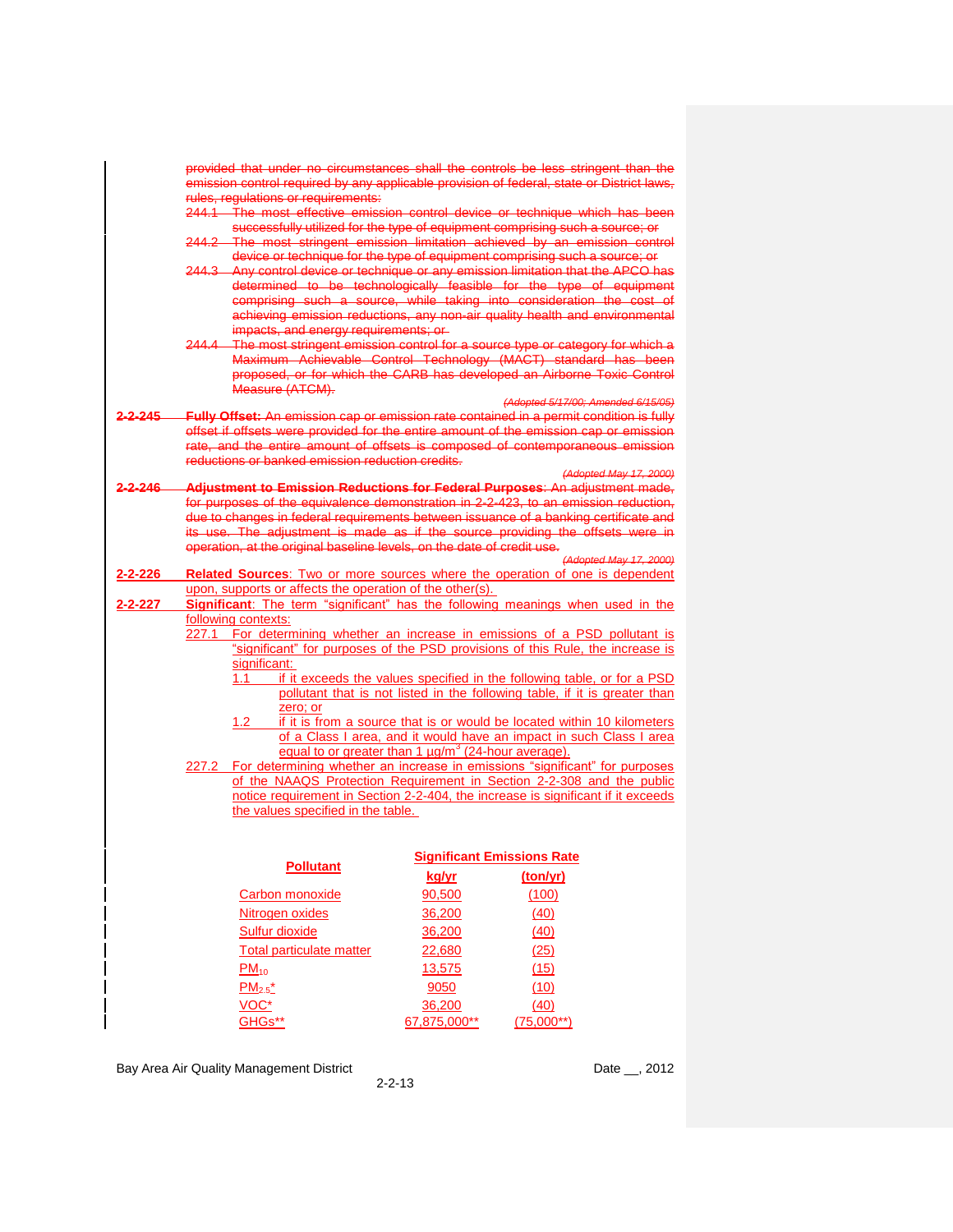provided that under no circumstances shall the controls be less stringent than the emission control required by any applicable provision of federal, state or District laws, rules, regulations or requirements:

244.1 The most effective emission control device or technique which has been successfully utilized for the type of equipment comprising such a source; or

244.2 The most stringent emission limitation achieved by an emission control device or technique for the type of equipment comprising such a source; or

244.3 Any control device or technique or any emission limitation that the APCO has determined to be technologically feasible for the type of equipment comprising such a source, while taking into consideration the cost of achieving emission reductions, any non-air quality health and environmental impacts, and energy requirements; or

244.4 The most stringent emission control for a source type or category for which a Maximum Achievable Control Technology (MACT) standard has been proposed, or for which the CARB has developed an Airborne Toxic Control Measure (ATCM).

*(Adopted 5/17/00; Amended 6/15/05)*

**2-2-245 Fully Offset:** An emission cap or emission rate contained in a permit condition is fully offset if offsets were provided for the entire amount of the emission cap or emission rate, and the entire amount of offsets is composed of contemporaneous emission reductions or banked emission reduction credits.

*(Adopted May 17, 2000)*

**2-2-246 Adjustment to Emission Reductions for Federal Purposes**: An adjustment made, for purposes of the equivalence demonstration in 2-2-423, to an emission reduction, due to changes in federal requirements between issuance of a banking certificate and its use. The adjustment is made as if the source providing the offsets were in operation, at the original baseline levels, on the date of credit use.

*(Adopted May 17, 2000)*

**2-2-226 Related Sources**: Two or more sources where the operation of one is dependent upon, supports or affects the operation of the other(s).

**2-2-227 Significant**: The term "significant" has the following meanings when used in the following contexts:

227.1 For determining whether an increase in emissions of a PSD pollutant is "significant" for purposes of the PSD provisions of this Rule, the increase is significant:

1.1 if it exceeds the values specified in the following table, or for a PSD pollutant that is not listed in the following table, if it is greater than zero; or

1.2 if it is from a source that is or would be located within 10 kilometers of a Class I area, and it would have an impact in such Class I area equal to or greater than 1 μg/m$^3$ (24-hour average).

227.2 For determining whether an increase in emissions "significant" for purposes of the NAAQS Protection Requirement in Section 2-2-308 and the public notice requirement in Section 2-2-404, the increase is significant if it exceeds the values specified in the table.

| Pollutant | Significant Emissions Rate | |
|---|---|---|
| | kg/yr | (ton/yr) |
| Carbon monoxide | 90,500 | (100) |
| Nitrogen oxides | 36,200 | (40) |
| Sulfur dioxide | 36,200 | (40) |
| Total particulate matter | 22,680 | (25) |
| $PM_{10}$ | 13,575 | (15) |
| $PM_{2.5}$* | 9050 | (10) |
| VOC* | 36,200 | (40) |
| GHGs** | 67,875,000** | (75,000**) |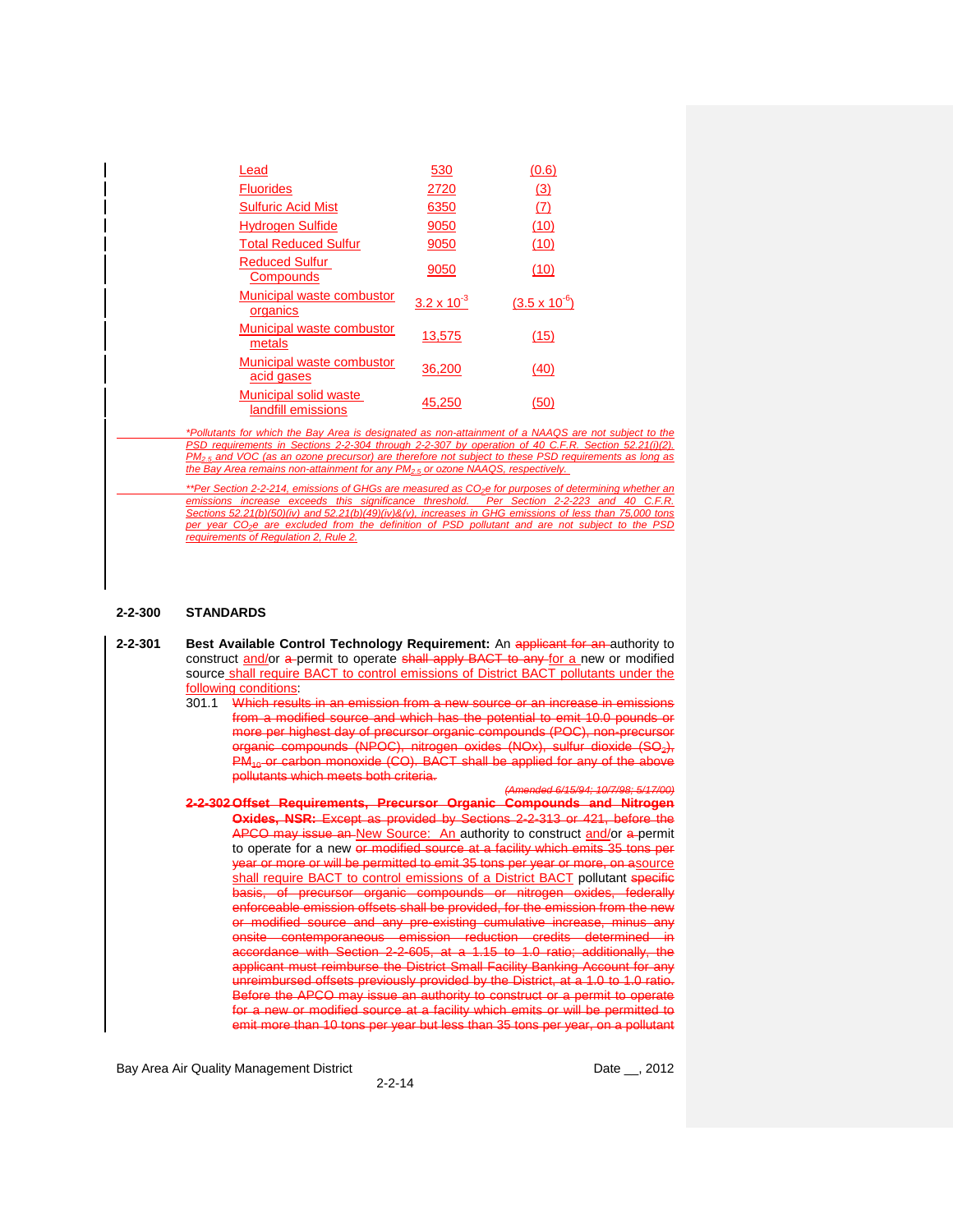| | | |
|---|---|---|
| Lead | 530 | (0.6) |
| Fluorides | 2720 | (3) |
| Sulfuric Acid Mist | 6350 | (7) |
| Hydrogen Sulfide | 9050 | (10) |
| Total Reduced Sulfur | 9050 | (10) |
| Reduced Sulfur Compounds | 9050 | (10) |
| Municipal waste combustor organics | $3.2 \times 10^{-3}$ | $(3.5 \times 10^{-6})$ |
| Municipal waste combustor metals | 13,575 | (15) |
| Municipal waste combustor acid gases | 36,200 | (40) |
| Municipal solid waste landfill emissions | 45,250 | (50) |

*\*Pollutants for which the Bay Area is designated as non-attainment of a NAAQS are not subject to the PSD requirements in Sections 2-2-304 through 2-2-307 by operation of 40 C.F.R. Section 52.21(i)(2). $PM_{2.5}$ and VOC (as an ozone precursor) are therefore not subject to these PSD requirements as long as the Bay Area remains non-attainment for any $PM_{2.5}$ or ozone NAAQS, respectively.*

*\*\*Per Section 2-2-214, emissions of GHGs are measured as $CO_2e$ for purposes of determining whether an emissions increase exceeds this significance threshold. Per Section 2-2-223 and 40 C.F.R. Sections 52.21(b)(50)(iv) and 52.21(b)(49)(iv)&(v), increases in GHG emissions of less than 75,000 tons per year $CO_2e$ are excluded from the definition of PSD pollutant and are not subject to the PSD requirements of Regulation 2, Rule 2.*

## 2-2-300 STANDARDS

**2-2-301 Best Available Control Technology Requirement:** An ~~applicant for an~~ authority to construct and/or ~~a~~ permit to operate ~~shall apply BACT to any~~ for a new or modified source shall require BACT to control emissions of District BACT pollutants under the following conditions:

301.1 ~~Which results in an emission from a new source or an increase in emissions from a modified source and which has the potential to emit 10.0 pounds or more per highest day of precursor organic compounds (POC), non-precursor organic compounds (NPOC), nitrogen oxides (NOx), sulfur dioxide ($SO_2$), $PM_{10}$ or carbon monoxide (CO). BACT shall be applied for any of the above pollutants which meets both criteria.~~

*~~(Amended 6/15/94; 10/7/98; 5/17/00)~~*

~~**2-2-302 Offset Requirements, Precursor Organic Compounds and Nitrogen Oxides, NSR:**~~ ~~Except as provided by Sections 2-2-313 or 421, before the APCO may issue an~~ New Source: An authority to construct and/or ~~a~~ permit to operate for a new ~~or modified source at a facility which emits 35 tons per year or more or will be permitted to emit 35 tons per year or more, on a~~source shall require BACT to control emissions of a District BACT pollutant ~~specific basis, of precursor organic compounds or nitrogen oxides, federally enforceable emission offsets shall be provided, for the emission from the new or modified source and any pre-existing cumulative increase, minus any onsite contemporaneous emission reduction credits determined in accordance with Section 2-2-605, at a 1.15 to 1.0 ratio; additionally, the applicant must reimburse the District Small Facility Banking Account for any unreimbursed offsets previously provided by the District, at a 1.0 to 1.0 ratio. Before the APCO may issue an authority to construct or a permit to operate for a new or modified source at a facility which emits or will be permitted to emit more than 10 tons per year but less than 35 tons per year, on a pollutant~~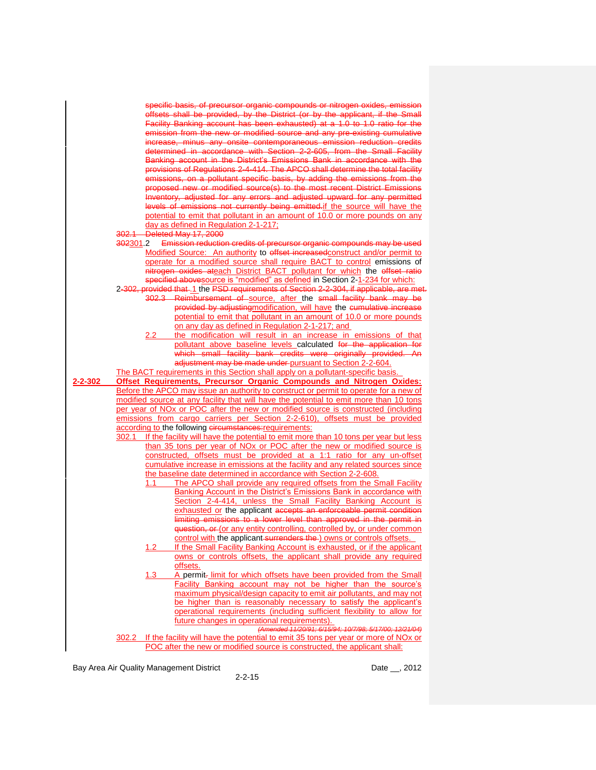specific basis, of precursor organic compounds or nitrogen oxides, emission offsets shall be provided, by the District (or by the applicant, if the Small Facility Banking account has been exhausted) at a 1.0 to 1.0 ratio for the emission from the new or modified source and any pre-existing cumulative increase, minus any onsite contemporaneous emission reduction credits determined in accordance with Section 2-2-605, from the Small Facility Banking account in the District's Emissions Bank in accordance with the provisions of Regulations 2-4-414. The APCO shall determine the total facility emissions, on a pollutant specific basis, by adding the emissions from the proposed new or modified source(s) to the most recent District Emissions Inventory, adjusted for any errors and adjusted upward for any permitted levels of emissions not currently being emitted.if the source will have the potential to emit that pollutant in an amount of 10.0 or more pounds on any day as defined in Regulation 2-1-217;

302.1 Deleted May 17, 2000

302301.2 Emission reduction credits of precursor organic compounds may be used Modified Source: An authority to offset increasedconstruct and/or permit to operate for a modified source shall require BACT to control emissions of nitrogen oxides ateach District BACT pollutant for which the offset ratio specified abovesource is "modified" as defined in Section 2-1-234 for which:

2-302, provided that .1 the PSD requirements of Section 2-2-304, if applicable, are met.

302.3 Reimbursement of source, after the small facility bank may be provided by adjustingmodification, will have the cumulative increase potential to emit that pollutant in an amount of 10.0 or more pounds on any day as defined in Regulation 2-1-217; and

2.2 the modification will result in an increase in emissions of that pollutant above baseline levels calculated for the application for which small facility bank credits were originally provided. An adjustment may be made under pursuant to Section 2-2-604.

The BACT requirements in this Section shall apply on a pollutant-specific basis.

**2-2-302 Offset Requirements, Precursor Organic Compounds and Nitrogen Oxides:** Before the APCO may issue an authority to construct or permit to operate for a new or modified source at any facility that will have the potential to emit more than 10 tons per year of NOx or POC after the new or modified source is constructed (including emissions from cargo carriers per Section 2-2-610), offsets must be provided according to the following circumstances:requirements:

302.1 If the facility will have the potential to emit more than 10 tons per year but less than 35 tons per year of NOx or POC after the new or modified source is constructed, offsets must be provided at a 1:1 ratio for any un-offset cumulative increase in emissions at the facility and any related sources since the baseline date determined in accordance with Section 2-2-608.

1.1 The APCO shall provide any required offsets from the Small Facility Banking Account in the District's Emissions Bank in accordance with Section 2-4-414, unless the Small Facility Banking Account is exhausted or the applicant accepts an enforceable permit condition limiting emissions to a lower level than approved in the permit in question, or (or any entity controlling, controlled by, or under common control with the applicant surrenders the ) owns or controls offsets.

1.2 If the Small Facility Banking Account is exhausted, or if the applicant owns or controls offsets, the applicant shall provide any required offsets.

1.3 A permit. limit for which offsets have been provided from the Small Facility Banking account may not be higher than the source's maximum physical/design capacity to emit air pollutants, and may not be higher than is reasonably necessary to satisfy the applicant's operational requirements (including sufficient flexibility to allow for future changes in operational requirements).

*(Amended 11/20/91; 6/15/94; 10/7/98; 5/17/00; 12/21/04)*

302.2 If the facility will have the potential to emit 35 tons per year or more of NOx or POC after the new or modified source is constructed, the applicant shall: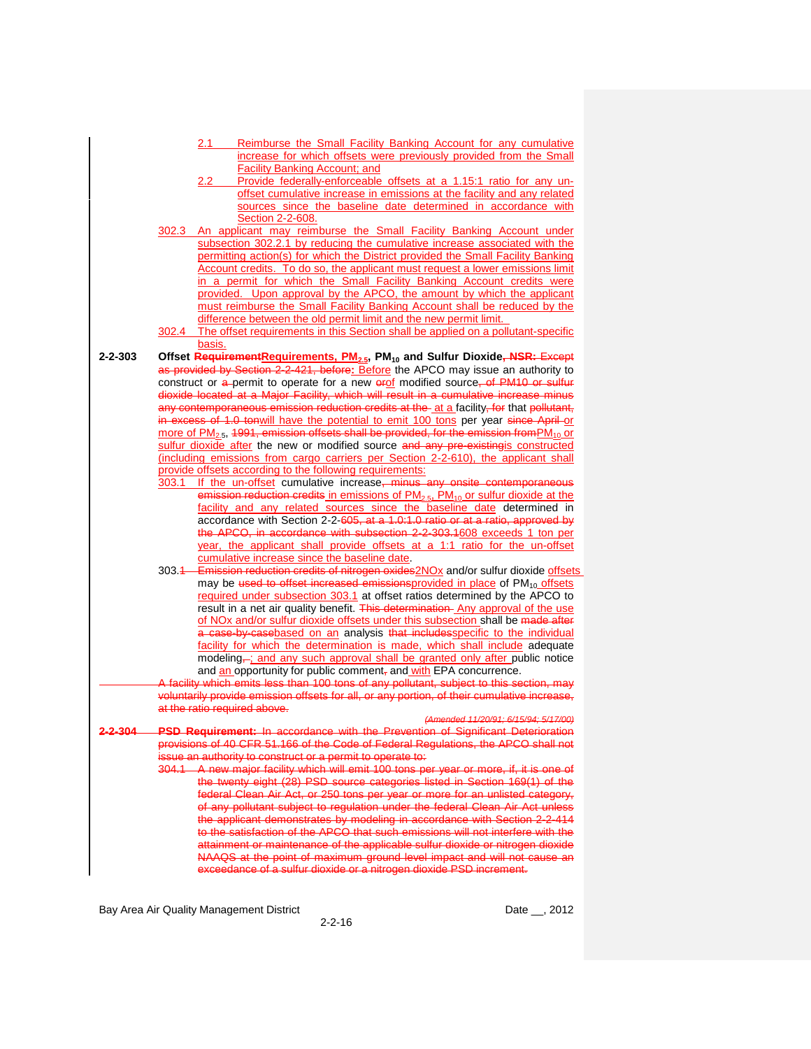2.1 Reimburse the Small Facility Banking Account for any cumulative increase for which offsets were previously provided from the Small Facility Banking Account; and

2.2 Provide federally-enforceable offsets at a 1.15:1 ratio for any un-offset cumulative increase in emissions at the facility and any related sources since the baseline date determined in accordance with Section 2-2-608.

302.3 An applicant may reimburse the Small Facility Banking Account under subsection 302.2.1 by reducing the cumulative increase associated with the permitting action(s) for which the District provided the Small Facility Banking Account credits. To do so, the applicant must request a lower emissions limit in a permit for which the Small Facility Banking Account credits were provided. Upon approval by the APCO, the amount by which the applicant must reimburse the Small Facility Banking Account shall be reduced by the difference between the old permit limit and the new permit limit.

302.4 The offset requirements in this Section shall be applied on a pollutant-specific basis.

**2-2-303 Offset ~~Requirement~~Requirements, $PM_{2.5}$, $PM_{10}$ and Sulfur Dioxide~~, NSR:~~** ~~Except as provided by Section 2-2-421, before:~~ Before the APCO may issue an authority to construct or ~~a~~ permit to operate for a new ~~or~~of modified source~~, of PM10 or sulfur dioxide located at a Major Facility, which will result in a cumulative increase minus any contemporaneous emission reduction credits at the~~ at a facility~~, for~~ that ~~pollutant, in excess of 1.0 ton~~will have the potential to emit 100 tons per year ~~since April~~ or more of $PM_{2.5}$, ~~1991, emission offsets shall be provided, for the emission from~~$PM_{10}$ or sulfur dioxide after the new or modified source ~~and any pre-existing~~is constructed (including emissions from cargo carriers per Section 2-2-610), the applicant shall provide offsets according to the following requirements:

303.1 If the un-offset cumulative increase~~, minus any onsite contemporaneous emission reduction credits~~ in emissions of $PM_{2.5}$, $PM_{10}$ or sulfur dioxide at the facility and any related sources since the baseline date determined in accordance with Section 2-2-~~605, at a 1.0:1.0 ratio or at a ratio, approved by the APCO, in accordance with subsection 2-2-303.1~~608 exceeds 1 ton per year, the applicant shall provide offsets at a 1:1 ratio for the un-offset cumulative increase since the baseline date.

303.~~1~~2 ~~Emission reduction credits of nitrogen oxides~~NOx and/or sulfur dioxide offsets may be ~~used to offset increased emissions~~provided in place of $PM_{10}$ offsets required under subsection 303.1 at offset ratios determined by the APCO to result in a net air quality benefit. ~~This determination~~ Any approval of the use of NOx and/or sulfur dioxide offsets under this subsection shall be ~~made after a case-by-case~~based on an analysis ~~that includes~~specific to the individual facility for which the determination is made, which shall include adequate modeling~~,~~; and any such approval shall be granted only after public notice and an opportunity for public comment~~,~~ and with EPA concurrence.

~~A facility which emits less than 100 tons of any pollutant, subject to this section, may voluntarily provide emission offsets for all, or any portion, of their cumulative increase, at the ratio required above.~~

*~~(Amended 11/20/91; 6/15/94; 5/17/00)~~*

~~**2-2-304 PSD Requirement:** In accordance with the Prevention of Significant Deterioration provisions of 40 CFR 51.166 of the Code of Federal Regulations, the APCO shall not issue an authority to construct or a permit to operate to:~~

~~304.1 A new major facility which will emit 100 tons per year or more, if, it is one of the twenty eight (28) PSD source categories listed in Section 169(1) of the federal Clean Air Act, or 250 tons per year or more for an unlisted category, of any pollutant subject to regulation under the federal Clean Air Act unless the applicant demonstrates by modeling in accordance with Section 2-2-414 to the satisfaction of the APCO that such emissions will not interfere with the attainment or maintenance of the applicable sulfur dioxide or nitrogen dioxide NAAQS at the point of maximum ground level impact and will not cause an exceedance of a sulfur dioxide or a nitrogen dioxide PSD increment.~~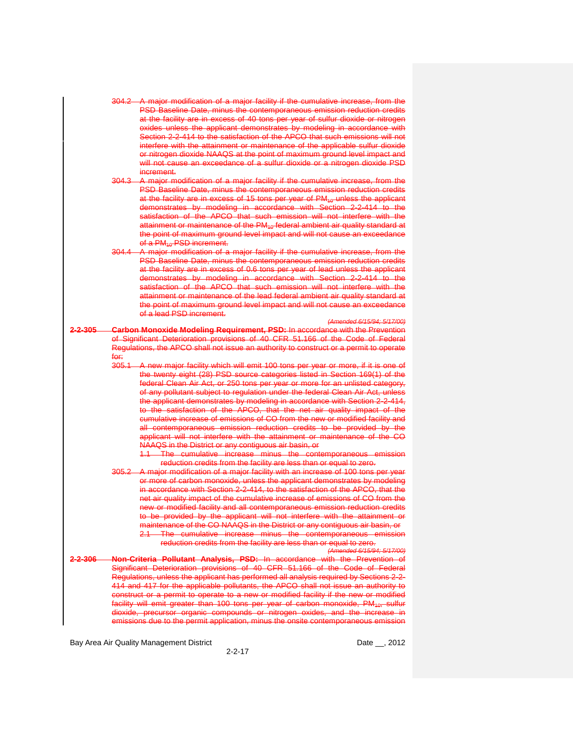304.2 A major modification of a major facility if the cumulative increase, from the PSD Baseline Date, minus the contemporaneous emission reduction credits at the facility are in excess of 40 tons per year of sulfur dioxide or nitrogen oxides unless the applicant demonstrates by modeling in accordance with Section 2-2-414 to the satisfaction of the APCO that such emissions will not interfere with the attainment or maintenance of the applicable sulfur dioxide or nitrogen dioxide NAAQS at the point of maximum ground level impact and will not cause an exceedance of a sulfur dioxide or a nitrogen dioxide PSD increment.

304.3 A major modification of a major facility if the cumulative increase, from the PSD Baseline Date, minus the contemporaneous emission reduction credits at the facility are in excess of 15 tons per year of $PM_{10}$ unless the applicant demonstrates by modeling in accordance with Section 2-2-414 to the satisfaction of the APCO that such emission will not interfere with the attainment or maintenance of the $PM_{10}$ federal ambient air quality standard at the point of maximum ground level impact and will not cause an exceedance of a $PM_{10}$ PSD increment.

304.4 A major modification of a major facility if the cumulative increase, from the PSD Baseline Date, minus the contemporaneous emission reduction credits at the facility are in excess of 0.6 tons per year of lead unless the applicant demonstrates by modeling in accordance with Section 2-2-414 to the satisfaction of the APCO that such emission will not interfere with the attainment or maintenance of the lead federal ambient air quality standard at the point of maximum ground level impact and will not cause an exceedance of a lead PSD increment.

*(Amended 6/15/94; 5/17/00)*

**2-2-305 Carbon Monoxide Modeling Requirement, PSD:** In accordance with the Prevention of Significant Deterioration provisions of 40 CFR 51.166 of the Code of Federal Regulations, the APCO shall not issue an authority to construct or a permit to operate for:

305.1 A new major facility which will emit 100 tons per year or more, if it is one of the twenty eight (28) PSD source categories listed in Section 169(1) of the federal Clean Air Act, or 250 tons per year or more for an unlisted category, of any pollutant subject to regulation under the federal Clean Air Act, unless the applicant demonstrates by modeling in accordance with Section 2-2-414, to the satisfaction of the APCO, that the net air quality impact of the cumulative increase of emissions of CO from the new or modified facility and all contemporaneous emission reduction credits to be provided by the applicant will not interfere with the attainment or maintenance of the CO NAAQS in the District or any contiguous air basin, or

1.1 The cumulative increase minus the contemporaneous emission reduction credits from the facility are less than or equal to zero.

305.2 A major modification of a major facility with an increase of 100 tons per year or more of carbon monoxide, unless the applicant demonstrates by modeling in accordance with Section 2-2-414, to the satisfaction of the APCO, that the net air quality impact of the cumulative increase of emissions of CO from the new or modified facility and all contemporaneous emission reduction credits to be provided by the applicant will not interfere with the attainment or maintenance of the CO NAAQS in the District or any contiguous air basin, or

2.1 The cumulative increase minus the contemporaneous emission reduction credits from the facility are less than or equal to zero.

*(Amended 6/15/94; 5/17/00)*

**2-2-306 Non-Criteria Pollutant Analysis, PSD:** In accordance with the Prevention of Significant Deterioration provisions of 40 CFR 51.166 of the Code of Federal Regulations, unless the applicant has performed all analysis required by Sections 2-2-414 and 417 for the applicable pollutants, the APCO shall not issue an authority to construct or a permit to operate to a new or modified facility if the new or modified facility will emit greater than 100 tons per year of carbon monoxide, $PM_{10}$, sulfur dioxide, precursor organic compounds or nitrogen oxides, and the increase in emissions due to the permit application, minus the onsite contemporaneous emission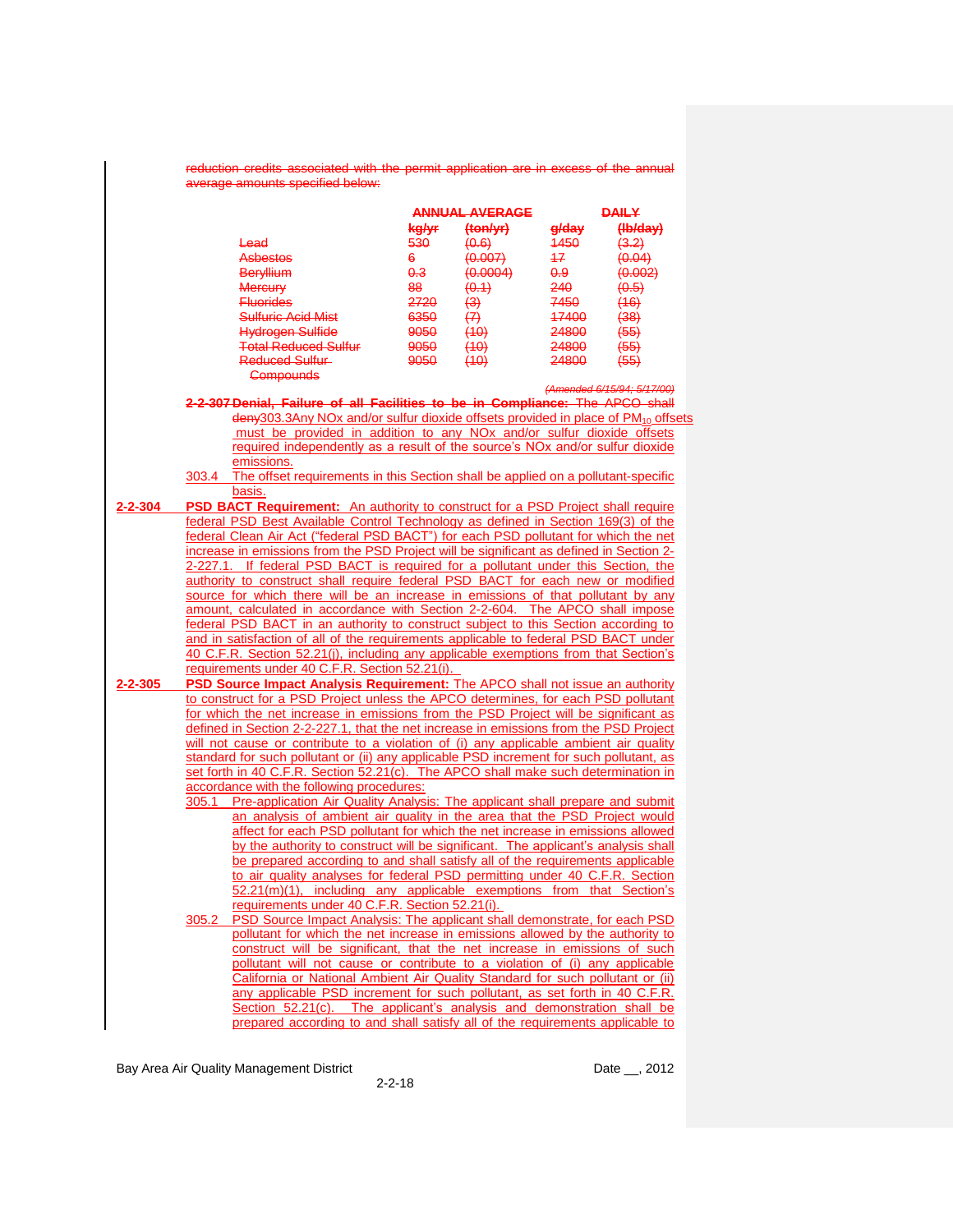reduction credits associated with the permit application are in excess of the annual average amounts specified below:

| | ANNUAL AVERAGE | | DAILY | |
|---|---|---|---|---|
| | kg/yr | (ton/yr) | g/day | (lb/day) |
| Lead | 530 | (0.6) | 1450 | (3.2) |
| Asbestos | 6 | (0.007) | 17 | (0.04) |
| Beryllium | 0.3 | (0.0004) | 0.9 | (0.002) |
| Mercury | 88 | (0.1) | 240 | (0.5) |
| Fluorides | 2720 | (3) | 7450 | (16) |
| Sulfuric Acid Mist | 6350 | (7) | 17400 | (38) |
| Hydrogen Sulfide | 9050 | (10) | 24800 | (55) |
| Total Reduced Sulfur | 9050 | (10) | 24800 | (55) |
| Reduced Sulfur Compounds | 9050 | (10) | 24800 | (55) |

*(Amended 6/15/94; 5/17/00)*

**2-2-307 Denial, Failure of all Facilities to be in Compliance:** The APCO shall deny303.3 Any NOx and/or sulfur dioxide offsets provided in place of $PM_{10}$ offsets must be provided in addition to any NOx and/or sulfur dioxide offsets required independently as a result of the source's NOx and/or sulfur dioxide emissions.

303.4 The offset requirements in this Section shall be applied on a pollutant-specific basis.

**2-2-304 PSD BACT Requirement:** An authority to construct for a PSD Project shall require federal PSD Best Available Control Technology as defined in Section 169(3) of the federal Clean Air Act ("federal PSD BACT") for each PSD pollutant for which the net increase in emissions from the PSD Project will be significant as defined in Section 2-2-227.1. If federal PSD BACT is required for a pollutant under this Section, the authority to construct shall require federal PSD BACT for each new or modified source for which there will be an increase in emissions of that pollutant by any amount, calculated in accordance with Section 2-2-604. The APCO shall impose federal PSD BACT in an authority to construct subject to this Section according to and in satisfaction of all of the requirements applicable to federal PSD BACT under 40 C.F.R. Section 52.21(j), including any applicable exemptions from that Section's requirements under 40 C.F.R. Section 52.21(i).

**2-2-305 PSD Source Impact Analysis Requirement:** The APCO shall not issue an authority to construct for a PSD Project unless the APCO determines, for each PSD pollutant for which the net increase in emissions from the PSD Project will be significant as defined in Section 2-2-227.1, that the net increase in emissions from the PSD Project will not cause or contribute to a violation of (i) any applicable ambient air quality standard for such pollutant or (ii) any applicable PSD increment for such pollutant, as set forth in 40 C.F.R. Section 52.21(c). The APCO shall make such determination in accordance with the following procedures:

305.1 Pre-application Air Quality Analysis: The applicant shall prepare and submit an analysis of ambient air quality in the area that the PSD Project would affect for each PSD pollutant for which the net increase in emissions allowed by the authority to construct will be significant. The applicant's analysis shall be prepared according to and shall satisfy all of the requirements applicable to air quality analyses for federal PSD permitting under 40 C.F.R. Section 52.21(m)(1), including any applicable exemptions from that Section's requirements under 40 C.F.R. Section 52.21(i).

305.2 PSD Source Impact Analysis: The applicant shall demonstrate, for each PSD pollutant for which the net increase in emissions allowed by the authority to construct will be significant, that the net increase in emissions of such pollutant will not cause or contribute to a violation of (i) any applicable California or National Ambient Air Quality Standard for such pollutant or (ii) any applicable PSD increment for such pollutant, as set forth in 40 C.F.R. Section 52.21(c). The applicant's analysis and demonstration shall be prepared according to and shall satisfy all of the requirements applicable to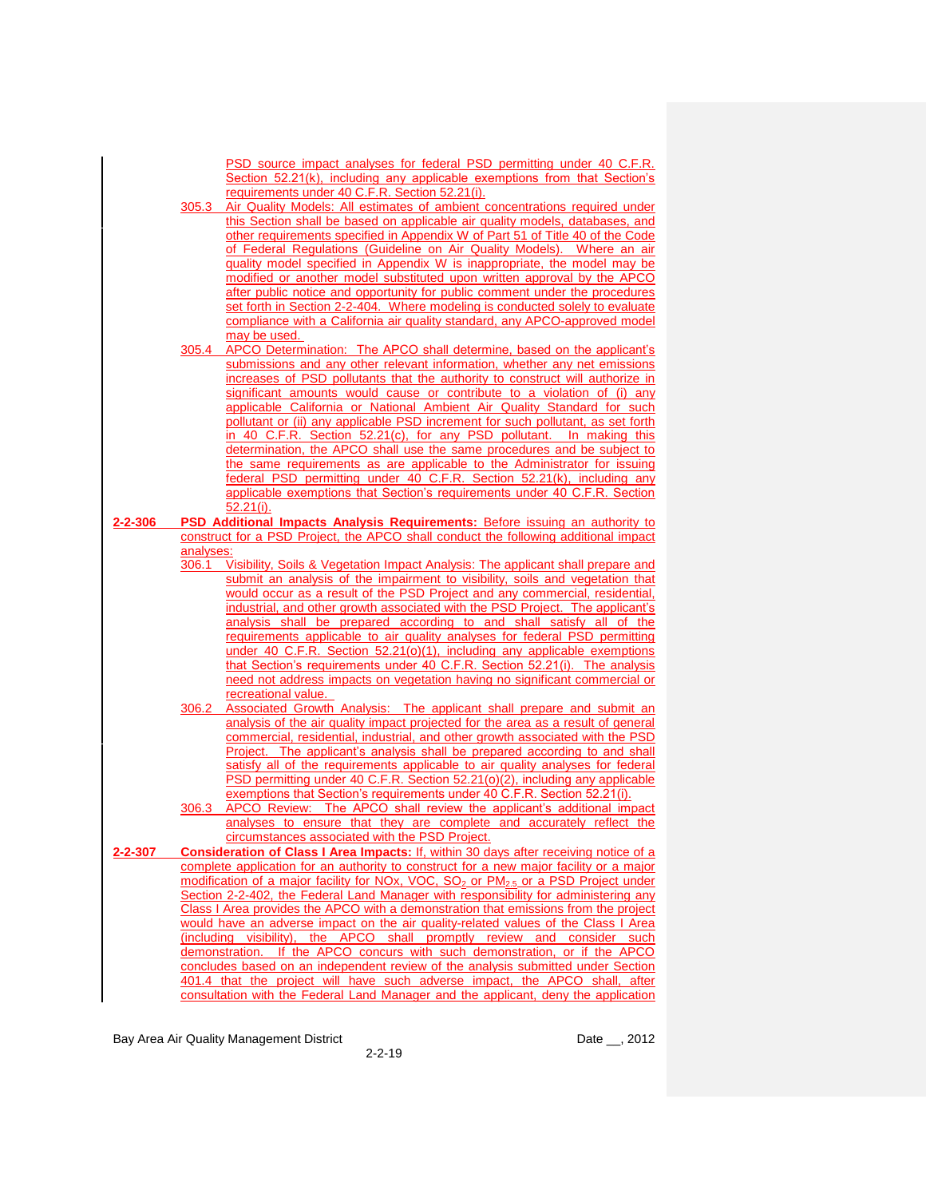PSD source impact analyses for federal PSD permitting under 40 C.F.R. Section 52.21(k), including any applicable exemptions from that Section's requirements under 40 C.F.R. Section 52.21(i).

305.3 Air Quality Models: All estimates of ambient concentrations required under this Section shall be based on applicable air quality models, databases, and other requirements specified in Appendix W of Part 51 of Title 40 of the Code of Federal Regulations (Guideline on Air Quality Models). Where an air quality model specified in Appendix W is inappropriate, the model may be modified or another model substituted upon written approval by the APCO after public notice and opportunity for public comment under the procedures set forth in Section 2-2-404. Where modeling is conducted solely to evaluate compliance with a California air quality standard, any APCO-approved model may be used.

305.4 APCO Determination: The APCO shall determine, based on the applicant's submissions and any other relevant information, whether any net emissions increases of PSD pollutants that the authority to construct will authorize in significant amounts would cause or contribute to a violation of (i) any applicable California or National Ambient Air Quality Standard for such pollutant or (ii) any applicable PSD increment for such pollutant, as set forth in 40 C.F.R. Section 52.21(c), for any PSD pollutant. In making this determination, the APCO shall use the same procedures and be subject to the same requirements as are applicable to the Administrator for issuing federal PSD permitting under 40 C.F.R. Section 52.21(k), including any applicable exemptions that Section's requirements under 40 C.F.R. Section 52.21(i).

**2-2-306 PSD Additional Impacts Analysis Requirements:** Before issuing an authority to construct for a PSD Project, the APCO shall conduct the following additional impact analyses:

306.1 Visibility, Soils & Vegetation Impact Analysis: The applicant shall prepare and submit an analysis of the impairment to visibility, soils and vegetation that would occur as a result of the PSD Project and any commercial, residential, industrial, and other growth associated with the PSD Project. The applicant's analysis shall be prepared according to and shall satisfy all of the requirements applicable to air quality analyses for federal PSD permitting under 40 C.F.R. Section 52.21(o)(1), including any applicable exemptions that Section's requirements under 40 C.F.R. Section 52.21(i). The analysis need not address impacts on vegetation having no significant commercial or recreational value.

306.2 Associated Growth Analysis: The applicant shall prepare and submit an analysis of the air quality impact projected for the area as a result of general commercial, residential, industrial, and other growth associated with the PSD Project. The applicant's analysis shall be prepared according to and shall satisfy all of the requirements applicable to air quality analyses for federal PSD permitting under 40 C.F.R. Section 52.21(o)(2), including any applicable exemptions that Section's requirements under 40 C.F.R. Section 52.21(i).

306.3 APCO Review: The APCO shall review the applicant's additional impact analyses to ensure that they are complete and accurately reflect the circumstances associated with the PSD Project.

**2-2-307 Consideration of Class I Area Impacts:** If, within 30 days after receiving notice of a complete application for an authority to construct for a new major facility or a major modification of a major facility for NOx, VOC, $SO_2$ or $PM_{2.5}$ or a PSD Project under Section 2-2-402, the Federal Land Manager with responsibility for administering any Class I Area provides the APCO with a demonstration that emissions from the project would have an adverse impact on the air quality-related values of the Class I Area (including visibility), the APCO shall promptly review and consider such demonstration. If the APCO concurs with such demonstration, or if the APCO concludes based on an independent review of the analysis submitted under Section 401.4 that the project will have such adverse impact, the APCO shall, after consultation with the Federal Land Manager and the applicant, deny the application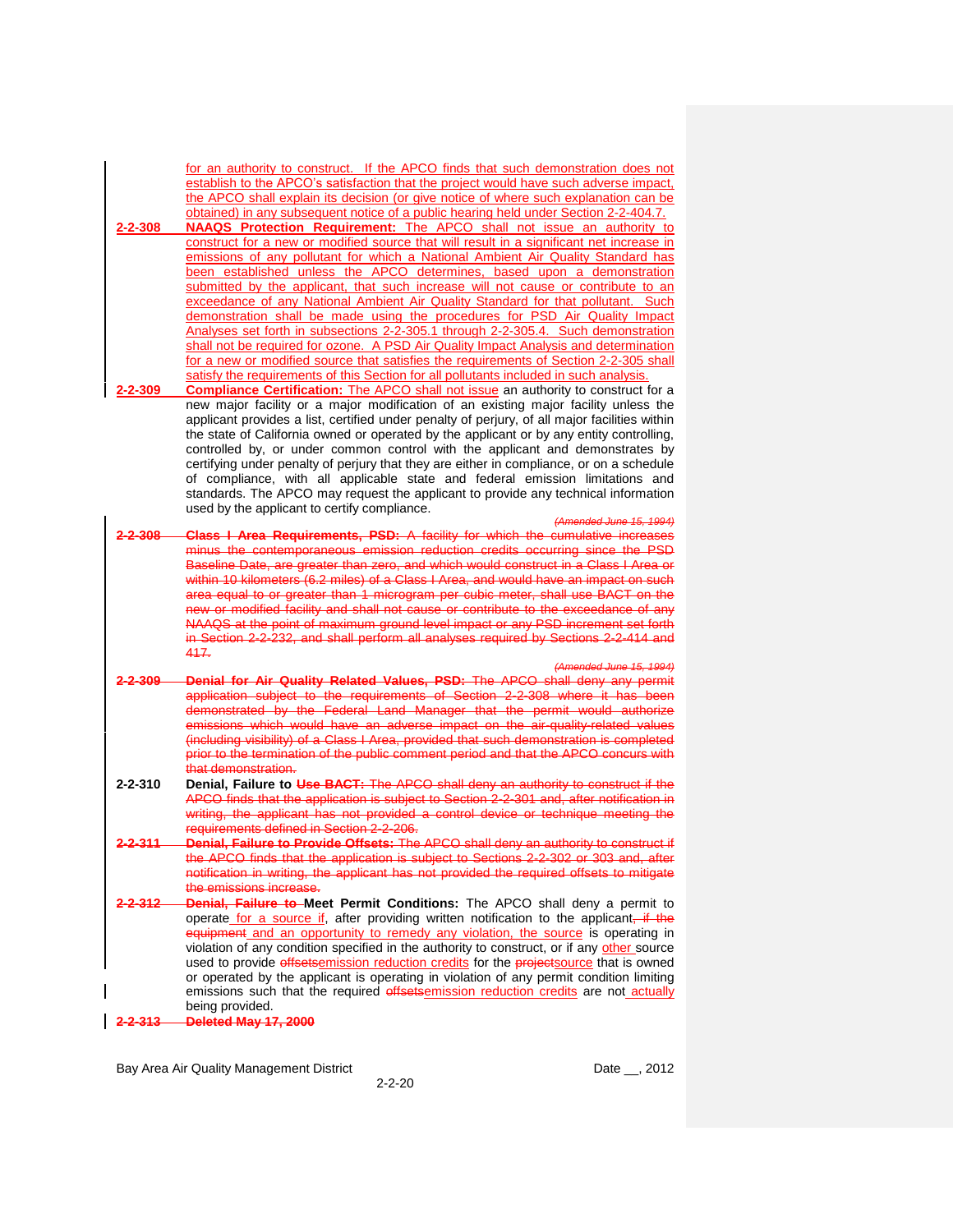for an authority to construct. If the APCO finds that such demonstration does not establish to the APCO's satisfaction that the project would have such adverse impact, the APCO shall explain its decision (or give notice of where such explanation can be obtained) in any subsequent notice of a public hearing held under Section 2-2-404.7.

**2-2-308 NAAQS Protection Requirement:** The APCO shall not issue an authority to construct for a new or modified source that will result in a significant net increase in emissions of any pollutant for which a National Ambient Air Quality Standard has been established unless the APCO determines, based upon a demonstration submitted by the applicant, that such increase will not cause or contribute to an exceedance of any National Ambient Air Quality Standard for that pollutant. Such demonstration shall be made using the procedures for PSD Air Quality Impact Analyses set forth in subsections 2-2-305.1 through 2-2-305.4. Such demonstration shall not be required for ozone. A PSD Air Quality Impact Analysis and determination for a new or modified source that satisfies the requirements of Section 2-2-305 shall satisfy the requirements of this Section for all pollutants included in such analysis.

**2-2-309 Compliance Certification:** The APCO shall not issue an authority to construct for a new major facility or a major modification of an existing major facility unless the applicant provides a list, certified under penalty of perjury, of all major facilities within the state of California owned or operated by the applicant or by any entity controlling, controlled by, or under common control with the applicant and demonstrates by certifying under penalty of perjury that they are either in compliance, or on a schedule of compliance, with all applicable state and federal emission limitations and standards. The APCO may request the applicant to provide any technical information used by the applicant to certify compliance.

*(Amended June 15, 1994)*

~~**2-2-308 Class I Area Requirements, PSD:** A facility for which the cumulative increases minus the contemporaneous emission reduction credits occurring since the PSD Baseline Date, are greater than zero, and which would construct in a Class I Area or within 10 kilometers (6.2 miles) of a Class I Area, and would have an impact on such area equal to or greater than 1 microgram per cubic meter, shall use BACT on the new or modified facility and shall not cause or contribute to the exceedance of any NAAQS at the point of maximum ground level impact or any PSD increment set forth in Section 2-2-232, and shall perform all analyses required by Sections 2-2-414 and 417.~~

~~*(Amended June 15, 1994)*~~

~~**2-2-309 Denial for Air Quality Related Values, PSD:** The APCO shall deny any permit application subject to the requirements of Section 2-2-308 where it has been demonstrated by the Federal Land Manager that the permit would authorize emissions which would have an adverse impact on the air-quality-related values (including visibility) of a Class I Area, provided that such demonstration is completed prior to the termination of the public comment period and that the APCO concurs with that demonstration.~~

**2-2-310 Denial, Failure to ~~Use BACT:~~** ~~The APCO shall deny an authority to construct if the APCO finds that the application is subject to Section 2-2-301 and, after notification in writing, the applicant has not provided a control device or technique meeting the requirements defined in Section 2-2-206.~~

~~**2-2-311 Denial, Failure to Provide Offsets:** The APCO shall deny an authority to construct if the APCO finds that the application is subject to Sections 2-2-302 or 303 and, after notification in writing, the applicant has not provided the required offsets to mitigate the emissions increase.~~

~~**2-2-312 Denial, Failure to**~~ **Meet Permit Conditions:** The APCO shall deny a permit to operate for a source if, after providing written notification to the applicant~~, if the equipment~~ and an opportunity to remedy any violation, the source is operating in violation of any condition specified in the authority to construct, or if any other source used to provide ~~offsets~~emission reduction credits for the ~~project~~source that is owned or operated by the applicant is operating in violation of any permit condition limiting emissions such that the required ~~offsets~~emission reduction credits are not actually being provided.

~~**2-2-313 Deleted May 17, 2000**~~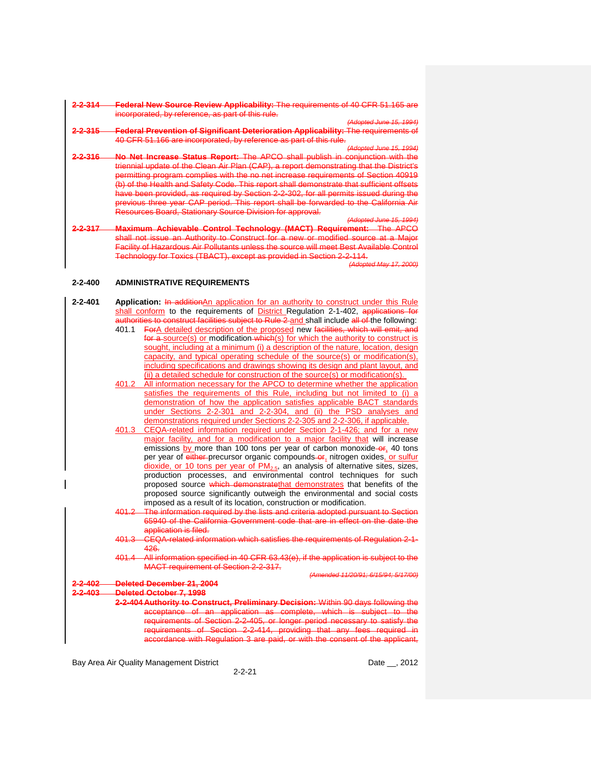~~**2-2-314 Federal New Source Review Applicability:** The requirements of 40 CFR 51.165 are incorporated, by reference, as part of this rule.~~

~~*(Adopted June 15, 1994)*~~

~~**2-2-315 Federal Prevention of Significant Deterioration Applicability:** The requirements of 40 CFR 51.166 are incorporated, by reference as part of this rule.~~

~~*(Adopted June 15, 1994)*~~

~~**2-2-316 No Net Increase Status Report:** The APCO shall publish in conjunction with the triennial update of the Clean Air Plan (CAP), a report demonstrating that the District's permitting program complies with the no net increase requirements of Section 40919 (b) of the Health and Safety Code. This report shall demonstrate that sufficient offsets have been provided, as required by Section 2-2-302, for all permits issued during the previous three year CAP period. This report shall be forwarded to the California Air Resources Board, Stationary Source Division for approval.~~

~~*(Adopted June 15, 1994)*~~

~~**2-2-317 Maximum Achievable Control Technology (MACT) Requirement:** The APCO shall not issue an Authority to Construct for a new or modified source at a Major Facility of Hazardous Air Pollutants unless the source will meet Best Available Control Technology for Toxics (TBACT), except as provided in Section 2-2-114.~~

~~*(Adopted May 17, 2000)*~~

## 2-2-400 ADMINISTRATIVE REQUIREMENTS

**2-2-401 Application:** ~~In addition~~An application for an authority to construct under this Rule shall conform to the requirements of District Regulation 2-1-402, ~~applications for authorities to construct facilities subject to Rule 2~~ and shall include ~~all of~~ the following:

401.1 ~~For~~A detailed description of the proposed new ~~facilities, which will emit, and for a~~ source(s) or modification~~which~~(s) for which the authority to construct is sought, including at a minimum (i) a description of the nature, location, design capacity, and typical operating schedule of the source(s) or modification(s), including specifications and drawings showing its design and plant layout, and (ii) a detailed schedule for construction of the source(s) or modification(s).

401.2 All information necessary for the APCO to determine whether the application satisfies the requirements of this Rule, including but not limited to (i) a demonstration of how the application satisfies applicable BACT standards under Sections 2-2-301 and 2-2-304, and (ii) the PSD analyses and demonstrations required under Sections 2-2-305 and 2-2-306, if applicable.

401.3 CEQA-related information required under Section 2-1-426; and for a new major facility, and for a modification to a major facility that will increase emissions by more than 100 tons per year of carbon monoxide ~~or~~, 40 tons per year of ~~either~~ precursor organic compounds ~~or~~, nitrogen oxides, or sulfur dioxide, or 10 tons per year of $PM_{2.5}$, an analysis of alternative sites, sizes, production processes, and environmental control techniques for such proposed source ~~which demonstrate~~that demonstrates that benefits of the proposed source significantly outweigh the environmental and social costs imposed as a result of its location, construction or modification.

~~401.2 The information required by the lists and criteria adopted pursuant to Section 65940 of the California Government code that are in effect on the date the application is filed.~~

~~401.3 CEQA-related information which satisfies the requirements of Regulation 2-1-426.~~

~~401.4 All information specified in 40 CFR 63.43(e), if the application is subject to the MACT requirement of Section 2-2-317.~~

~~*(Amended 11/20/91; 6/15/94; 5/17/00)*~~

~~**2-2-402 Deleted December 21, 2004**~~

~~**2-2-403 Deleted October 7, 1998**~~

~~**2-2-404 Authority to Construct, Preliminary Decision:** Within 90 days following the acceptance of an application as complete, which is subject to the requirements of Section 2-2-405, or longer period necessary to satisfy the requirements of Section 2-2-414, providing that any fees required in accordance with Regulation 3 are paid, or with the consent of the applicant,~~

Bay Area Air Quality Management District — Date __, 2012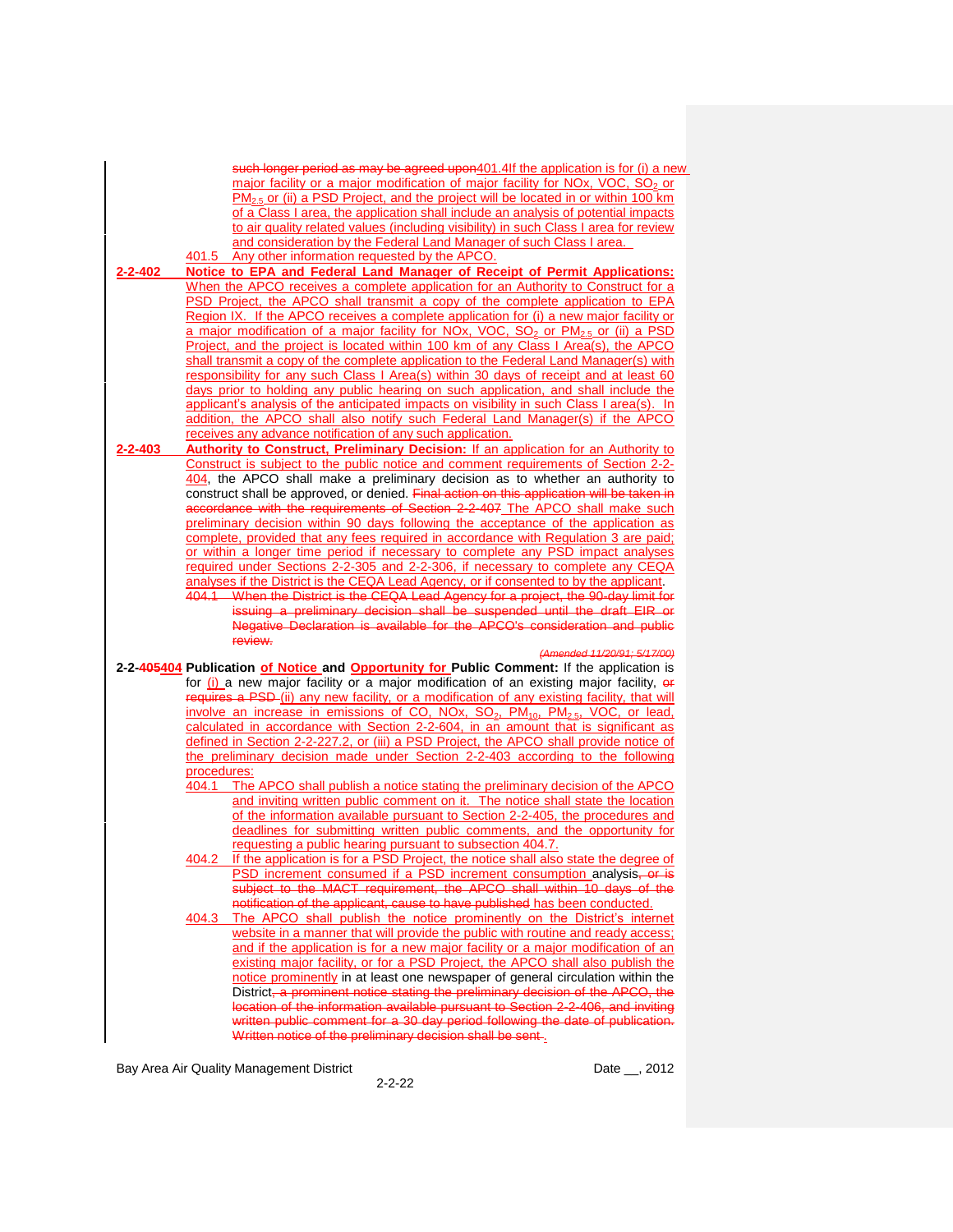such longer period as may be agreed upon401.4If the application is for (i) a new major facility or a major modification of major facility for NOx, VOC, $SO_2$ or $PM_{2.5}$ or (ii) a PSD Project, and the project will be located in or within 100 km of a Class I area, the application shall include an analysis of potential impacts to air quality related values (including visibility) in such Class I area for review and consideration by the Federal Land Manager of such Class I area.

401.5 Any other information requested by the APCO.

**2-2-402 Notice to EPA and Federal Land Manager of Receipt of Permit Applications:** When the APCO receives a complete application for an Authority to Construct for a PSD Project, the APCO shall transmit a copy of the complete application to EPA Region IX. If the APCO receives a complete application for (i) a new major facility or a major modification of a major facility for NOx, VOC, $SO_2$ or $PM_{2.5}$ or (ii) a PSD Project, and the project is located within 100 km of any Class I Area(s), the APCO shall transmit a copy of the complete application to the Federal Land Manager(s) with responsibility for any such Class I Area(s) within 30 days of receipt and at least 60 days prior to holding any public hearing on such application, and shall include the applicant's analysis of the anticipated impacts on visibility in such Class I area(s). In addition, the APCO shall also notify such Federal Land Manager(s) if the APCO receives any advance notification of any such application.

**2-2-403 Authority to Construct, Preliminary Decision:** If an application for an Authority to Construct is subject to the public notice and comment requirements of Section 2-2-404, the APCO shall make a preliminary decision as to whether an authority to construct shall be approved, or denied. Final action on this application will be taken in accordance with the requirements of Section 2-2-407 The APCO shall make such preliminary decision within 90 days following the acceptance of the application as complete, provided that any fees required in accordance with Regulation 3 are paid; or within a longer time period if necessary to complete any PSD impact analyses required under Sections 2-2-305 and 2-2-306, if necessary to complete any CEQA analyses if the District is the CEQA Lead Agency, or if consented to by the applicant.

404.1 When the District is the CEQA Lead Agency for a project, the 90-day limit for issuing a preliminary decision shall be suspended until the draft EIR or Negative Declaration is available for the APCO's consideration and public review.

*(Amended 11/20/91; 5/17/00)*

**2-2-405404 Publication of Notice and Opportunity for Public Comment:** If the application is for (i) a new major facility or a major modification of an existing major facility, or requires a PSD (ii) any new facility, or a modification of any existing facility, that will involve an increase in emissions of CO, NOx, $SO_2$, $PM_{10}$, $PM_{2.5}$, VOC, or lead, calculated in accordance with Section 2-2-604, in an amount that is significant as defined in Section 2-2-227.2, or (iii) a PSD Project, the APCO shall provide notice of the preliminary decision made under Section 2-2-403 according to the following procedures:

404.1 The APCO shall publish a notice stating the preliminary decision of the APCO and inviting written public comment on it. The notice shall state the location of the information available pursuant to Section 2-2-405, the procedures and deadlines for submitting written public comments, and the opportunity for requesting a public hearing pursuant to subsection 404.7.

404.2 If the application is for a PSD Project, the notice shall also state the degree of PSD increment consumed if a PSD increment consumption analysis, or is subject to the MACT requirement, the APCO shall within 10 days of the notification of the applicant, cause to have published has been conducted.

404.3 The APCO shall publish the notice prominently on the District's internet website in a manner that will provide the public with routine and ready access; and if the application is for a new major facility or a major modification of an existing major facility, or for a PSD Project, the APCO shall also publish the notice prominently in at least one newspaper of general circulation within the District, a prominent notice stating the preliminary decision of the APCO, the location of the information available pursuant to Section 2-2-406, and inviting written public comment for a 30 day period following the date of publication. Written notice of the preliminary decision shall be sent .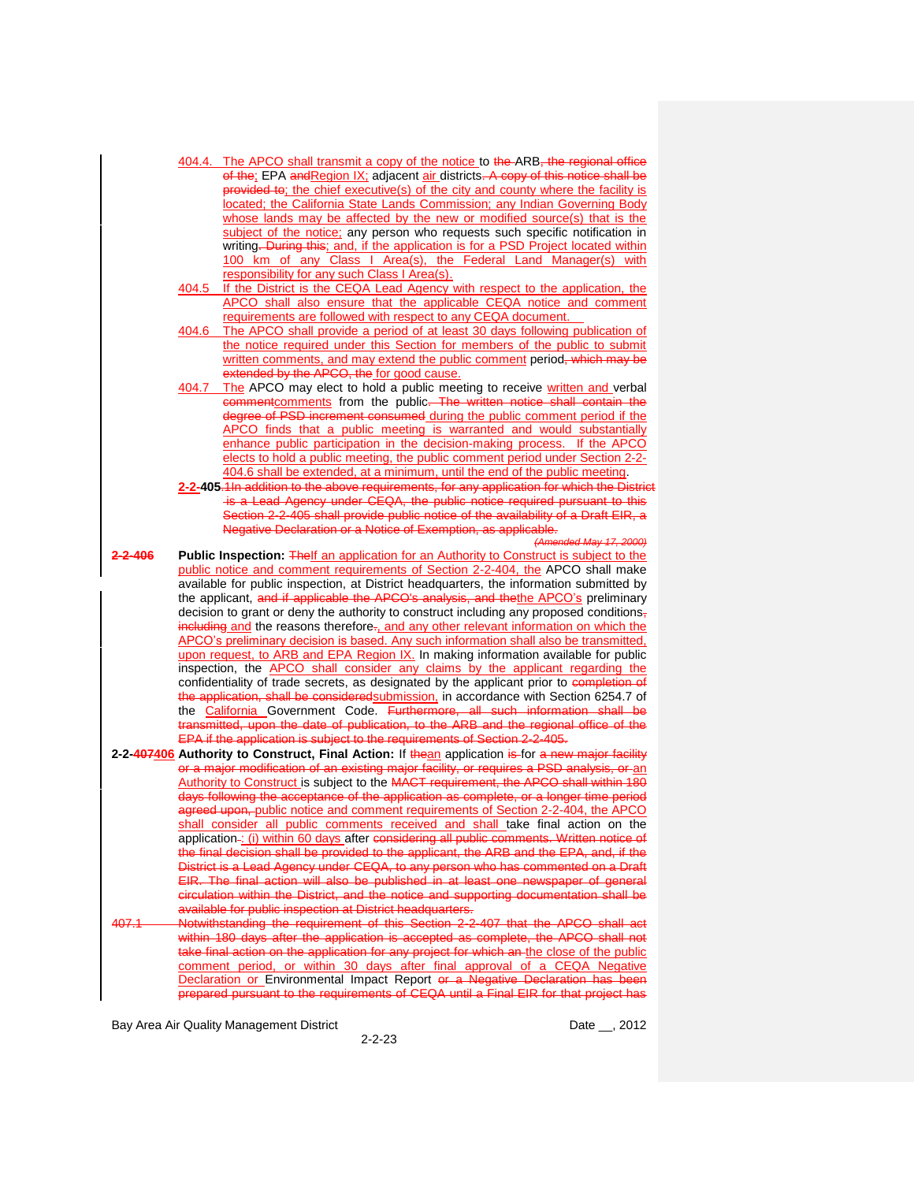404.4. The APCO shall transmit a copy of the notice to ~~the~~ ARB~~, the regional office of the~~; EPA ~~and~~Region IX; adjacent air districts~~. A copy of this notice shall be provided to~~; the chief executive(s) of the city and county where the facility is located; the California State Lands Commission; any Indian Governing Body whose lands may be affected by the new or modified source(s) that is the subject of the notice; any person who requests such specific notification in writing~~. During this~~; and, if the application is for a PSD Project located within 100 km of any Class I Area(s), the Federal Land Manager(s) with responsibility for any such Class I Area(s).

404.5 If the District is the CEQA Lead Agency with respect to the application, the APCO shall also ensure that the applicable CEQA notice and comment requirements are followed with respect to any CEQA document.

404.6 The APCO shall provide a period of at least 30 days following publication of the notice required under this Section for members of the public to submit written comments, and may extend the public comment period~~, which may be extended by the APCO, the~~ for good cause.

404.7 The APCO may elect to hold a public meeting to receive written and verbal ~~comment~~comments from the public~~. The written notice shall contain the degree of PSD increment consumed~~ during the public comment period if the APCO finds that a public meeting is warranted and would substantially enhance public participation in the decision-making process. If the APCO elects to hold a public meeting, the public comment period under Section 2-2-404.6 shall be extended, at a minimum, until the end of the public meeting.

**2-2-405**~~.1In addition to the above requirements, for any application for which the District is a Lead Agency under CEQA, the public notice required pursuant to this Section 2-2-405 shall provide public notice of the availability of a Draft EIR, a Negative Declaration or a Notice of Exemption, as applicable.~~

*~~(Amended May 17, 2000)~~*

~~2-2-406~~ **Public Inspection:** ~~The~~If an application for an Authority to Construct is subject to the public notice and comment requirements of Section 2-2-404, the APCO shall make available for public inspection, at District headquarters, the information submitted by the applicant, ~~and if applicable the APCO's analysis, and the~~the APCO's preliminary decision to grant or deny the authority to construct including any proposed conditions~~,~~ ~~including~~ and the reasons therefore~~.~~, and any other relevant information on which the APCO's preliminary decision is based. Any such information shall also be transmitted, upon request, to ARB and EPA Region IX. In making information available for public inspection, the APCO shall consider any claims by the applicant regarding the confidentiality of trade secrets, as designated by the applicant prior to ~~completion of the application, shall be considered~~submission, in accordance with Section 6254.7 of the California Government Code. ~~Furthermore, all such information shall be transmitted, upon the date of publication, to the ARB and the regional office of the EPA if the application is subject to the requirements of Section 2-2-405.~~

**2-2-~~407~~406 Authority to Construct, Final Action:** If ~~the~~an application ~~is~~ for ~~a new major facility or a major modification of an existing major facility, or requires a PSD analysis, or~~ an Authority to Construct is subject to the ~~MACT requirement, the APCO shall within 180 days following the acceptance of the application as complete, or a longer time period agreed upon,~~ public notice and comment requirements of Section 2-2-404, the APCO shall consider all public comments received and shall take final action on the application~~.~~: (i) within 60 days after ~~considering all public comments. Written notice of the final decision shall be provided to the applicant, the ARB and the EPA, and, if the District is a Lead Agency under CEQA, to any person who has commented on a Draft EIR. The final action will also be published in at least one newspaper of general circulation within the District, and the notice and supporting documentation shall be available for public inspection at District headquarters.~~

~~407.1 Notwithstanding the requirement of this Section 2-2-407 that the APCO shall act within 180 days after the application is accepted as complete, the APCO shall not take final action on the application for any project for which an~~ the close of the public comment period, or within 30 days after final approval of a CEQA Negative Declaration or Environmental Impact Report ~~or a Negative Declaration has been prepared pursuant to the requirements of CEQA until a Final EIR for that project has~~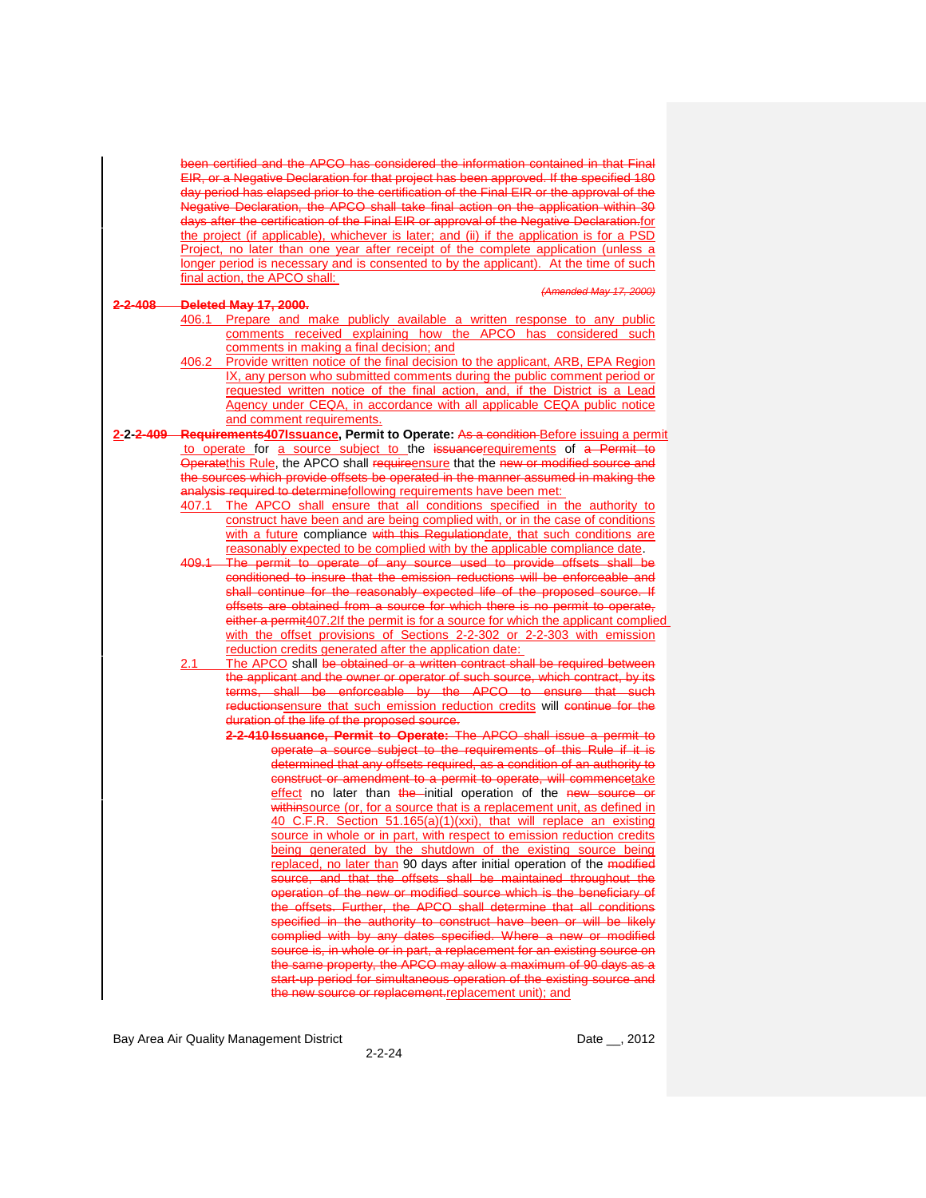been certified and the APCO has considered the information contained in that Final EIR, or a Negative Declaration for that project has been approved. If the specified 180 day period has elapsed prior to the certification of the Final EIR or the approval of the Negative Declaration, the APCO shall take final action on the application within 30 days after the certification of the Final EIR or approval of the Negative Declaration.for the project (if applicable), whichever is later; and (ii) if the application is for a PSD Project, no later than one year after receipt of the complete application (unless a longer period is necessary and is consented to by the applicant). At the time of such final action, the APCO shall:

*(Amended May 17, 2000)*

**2-2-408 Deleted May 17, 2000.**

406.1 Prepare and make publicly available a written response to any public comments received explaining how the APCO has considered such comments in making a final decision; and

406.2 Provide written notice of the final decision to the applicant, ARB, EPA Region IX, any person who submitted comments during the public comment period or requested written notice of the final action, and, if the District is a Lead Agency under CEQA, in accordance with all applicable CEQA public notice and comment requirements.

**2-2-2-409 Requirements407Issuance, Permit to Operate:** As a condition Before issuing a permit to operate for a source subject to the issuancerequirements of a Permit to Operatethis Rule, the APCO shall requireensure that the new or modified source and the sources which provide offsets be operated in the manner assumed in making the analysis required to determinefollowing requirements have been met:

407.1 The APCO shall ensure that all conditions specified in the authority to construct have been and are being complied with, or in the case of conditions with a future compliance with this Regulationdate, that such conditions are reasonably expected to be complied with by the applicable compliance date.

409.1 The permit to operate of any source used to provide offsets shall be conditioned to insure that the emission reductions will be enforceable and shall continue for the reasonably expected life of the proposed source. If offsets are obtained from a source for which there is no permit to operate, either a permit407.2If the permit is for a source for which the applicant complied with the offset provisions of Sections 2-2-302 or 2-2-303 with emission reduction credits generated after the application date:

2.1 The APCO shall be obtained or a written contract shall be required between the applicant and the owner or operator of such source, which contract, by its terms, shall be enforceable by the APCO to ensure that such reductionsensure that such emission reduction credits will continue for the duration of the life of the proposed source.

**2-2-410 Issuance, Permit to Operate:** The APCO shall issue a permit to operate a source subject to the requirements of this Rule if it is determined that any offsets required, as a condition of an authority to construct or amendment to a permit to operate, will commencetake effect no later than the initial operation of the new source or withinsource (or, for a source that is a replacement unit, as defined in 40 C.F.R. Section 51.165(a)(1)(xxi), that will replace an existing source in whole or in part, with respect to emission reduction credits being generated by the shutdown of the existing source being replaced, no later than 90 days after initial operation of the modified source, and that the offsets shall be maintained throughout the operation of the new or modified source which is the beneficiary of the offsets. Further, the APCO shall determine that all conditions specified in the authority to construct have been or will be likely complied with by any dates specified. Where a new or modified source is, in whole or in part, a replacement for an existing source on the same property, the APCO may allow a maximum of 90 days as a start-up period for simultaneous operation of the existing source and the new source or replacement.replacement unit); and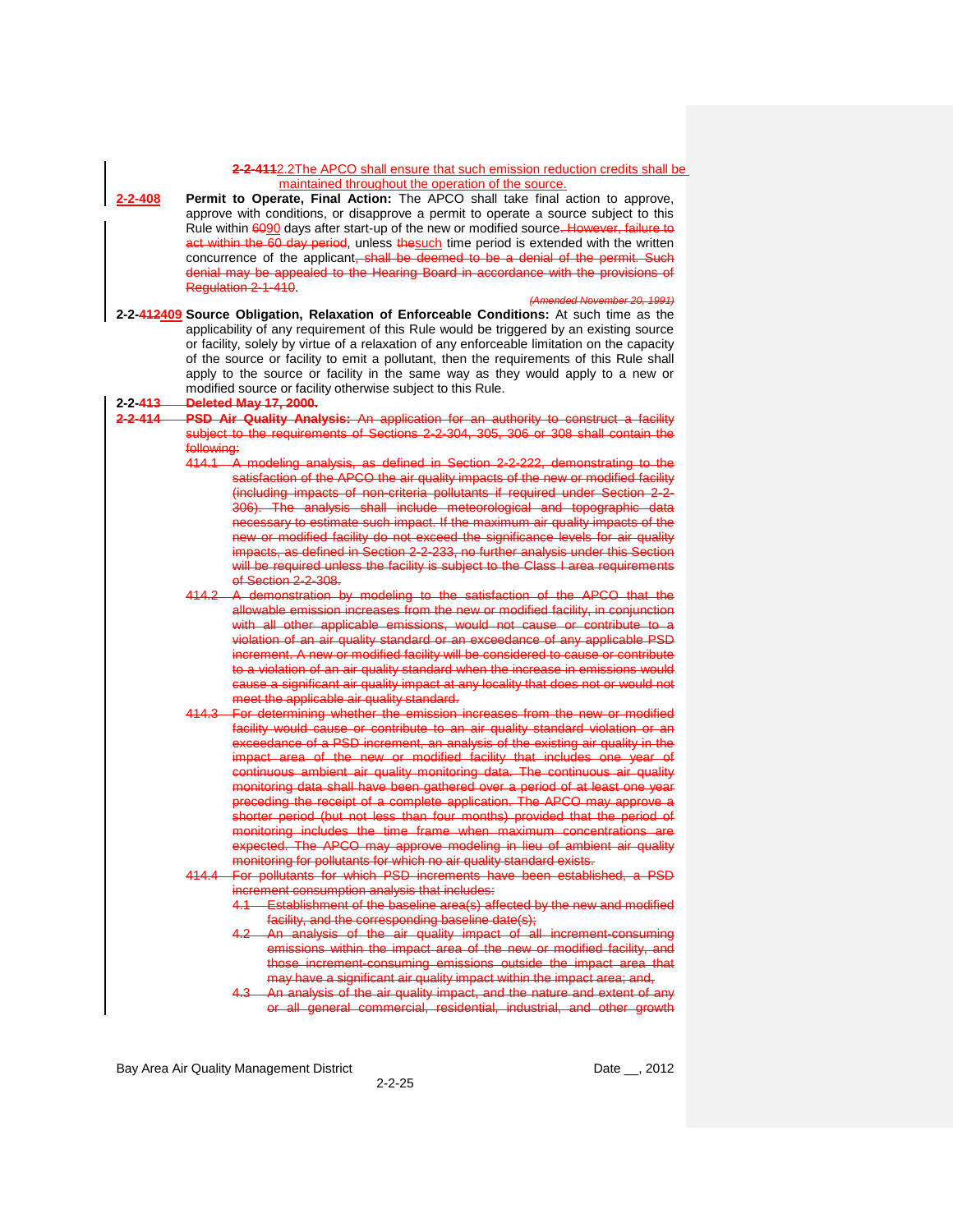~~2-2-411~~2.2The APCO shall ensure that such emission reduction credits shall be maintained throughout the operation of the source.

**2-2-408 Permit to Operate, Final Action:** The APCO shall take final action to approve, approve with conditions, or disapprove a permit to operate a source subject to this Rule within ~~60~~90 days after start-up of the new or modified source~~. However, failure to act within the 60 day period~~, unless ~~the~~such time period is extended with the written concurrence of the applicant~~, shall be deemed to be a denial of the permit. Such denial may be appealed to the Hearing Board in accordance with the provisions of Regulation 2-1-410~~.

~~*(Amended November 20, 1991)*~~

**2-2-~~412~~409 Source Obligation, Relaxation of Enforceable Conditions:** At such time as the applicability of any requirement of this Rule would be triggered by an existing source or facility, solely by virtue of a relaxation of any enforceable limitation on the capacity of the source or facility to emit a pollutant, then the requirements of this Rule shall apply to the source or facility in the same way as they would apply to a new or modified source or facility otherwise subject to this Rule.

~~**2-2-413 Deleted May 17, 2000.**~~

~~**2-2-414 PSD Air Quality Analysis:** An application for an authority to construct a facility subject to the requirements of Sections 2-2-304, 305, 306 or 308 shall contain the following:~~

~~414.1 A modeling analysis, as defined in Section 2-2-222, demonstrating to the satisfaction of the APCO the air quality impacts of the new or modified facility (including impacts of non-criteria pollutants if required under Section 2-2-306). The analysis shall include meteorological and topographic data necessary to estimate such impact. If the maximum air quality impacts of the new or modified facility do not exceed the significance levels for air quality impacts, as defined in Section 2-2-233, no further analysis under this Section will be required unless the facility is subject to the Class I area requirements of Section 2-2-308.~~

~~414.2 A demonstration by modeling to the satisfaction of the APCO that the allowable emission increases from the new or modified facility, in conjunction with all other applicable emissions, would not cause or contribute to a violation of an air quality standard or an exceedance of any applicable PSD increment. A new or modified facility will be considered to cause or contribute to a violation of an air quality standard when the increase in emissions would cause a significant air quality impact at any locality that does not or would not meet the applicable air quality standard.~~

~~414.3 For determining whether the emission increases from the new or modified facility would cause or contribute to an air quality standard violation or an exceedance of a PSD increment, an analysis of the existing air quality in the impact area of the new or modified facility that includes one year of continuous ambient air quality monitoring data. The continuous air quality monitoring data shall have been gathered over a period of at least one year preceding the receipt of a complete application. The APCO may approve a shorter period (but not less than four months) provided that the period of monitoring includes the time frame when maximum concentrations are expected. The APCO may approve modeling in lieu of ambient air quality monitoring for pollutants for which no air quality standard exists.~~

~~414.4 For pollutants for which PSD increments have been established, a PSD increment consumption analysis that includes:~~

~~4.1 Establishment of the baseline area(s) affected by the new and modified facility, and the corresponding baseline date(s);~~

~~4.2 An analysis of the air quality impact of all increment-consuming emissions within the impact area of the new or modified facility, and those increment-consuming emissions outside the impact area that may have a significant air quality impact within the impact area; and,~~

~~4.3 An analysis of the air quality impact, and the nature and extent of any or all general commercial, residential, industrial, and other growth~~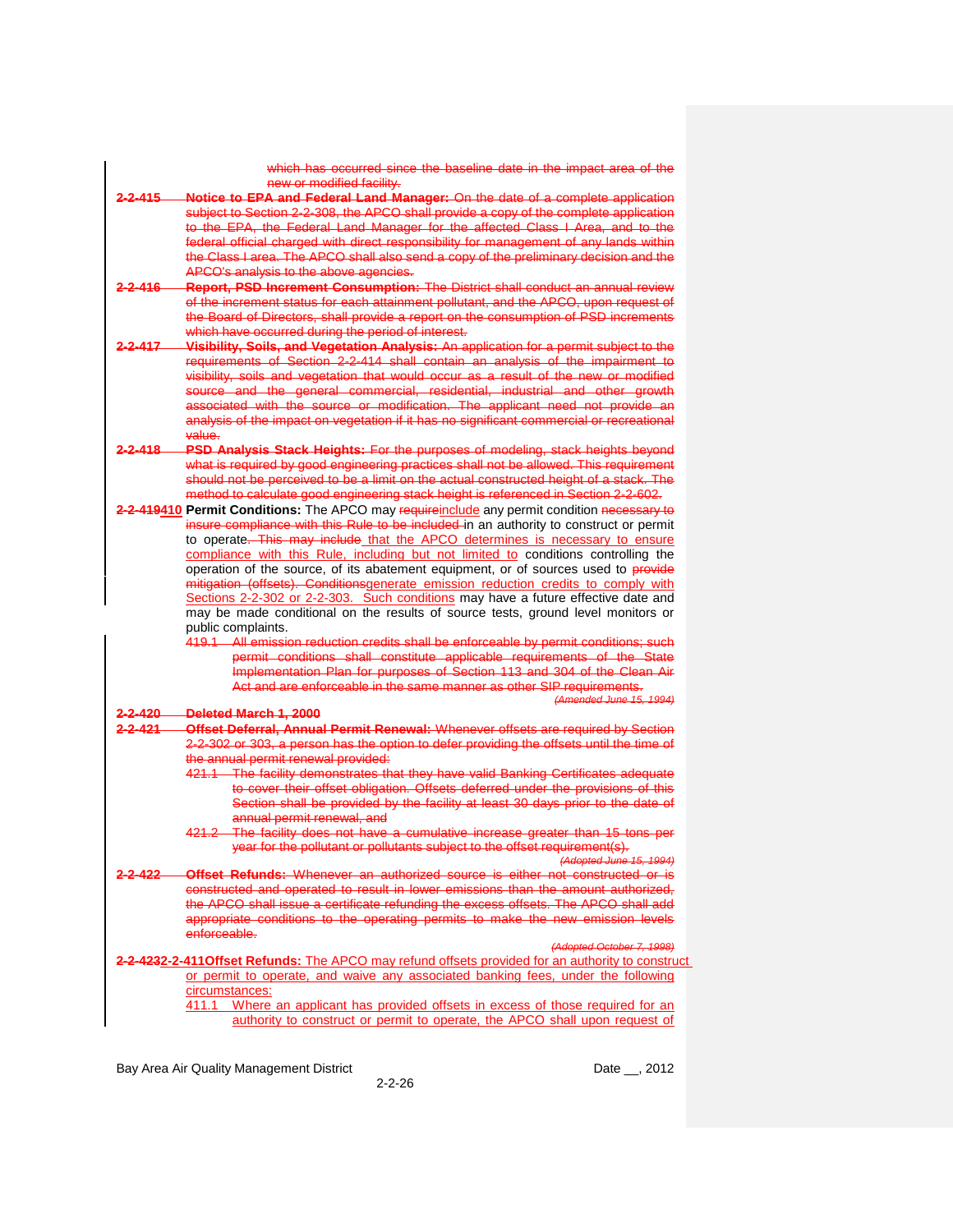which has occurred since the baseline date in the impact area of the new or modified facility.

**2-2-415 Notice to EPA and Federal Land Manager:** On the date of a complete application subject to Section 2-2-308, the APCO shall provide a copy of the complete application to the EPA, the Federal Land Manager for the affected Class I Area, and to the federal official charged with direct responsibility for management of any lands within the Class I area. The APCO shall also send a copy of the preliminary decision and the APCO's analysis to the above agencies.

**2-2-416 Report, PSD Increment Consumption:** The District shall conduct an annual review of the increment status for each attainment pollutant, and the APCO, upon request of the Board of Directors, shall provide a report on the consumption of PSD increments which have occurred during the period of interest.

**2-2-417 Visibility, Soils, and Vegetation Analysis:** An application for a permit subject to the requirements of Section 2-2-414 shall contain an analysis of the impairment to visibility, soils and vegetation that would occur as a result of the new or modified source and the general commercial, residential, industrial and other growth associated with the source or modification. The applicant need not provide an analysis of the impact on vegetation if it has no significant commercial or recreational value.

**2-2-418 PSD Analysis Stack Heights:** For the purposes of modeling, stack heights beyond what is required by good engineering practices shall not be allowed. This requirement should not be perceived to be a limit on the actual constructed height of a stack. The method to calculate good engineering stack height is referenced in Section 2-2-602.

**2-2-419410 Permit Conditions:** The APCO may requireinclude any permit condition necessary to insure compliance with this Rule to be included in an authority to construct or permit to operate. This may include that the APCO determines is necessary to ensure compliance with this Rule, including but not limited to conditions controlling the operation of the source, of its abatement equipment, or of sources used to provide mitigation (offsets). Conditionsgenerate emission reduction credits to comply with Sections 2-2-302 or 2-2-303. Such conditions may have a future effective date and may be made conditional on the results of source tests, ground level monitors or public complaints.

419.1 All emission reduction credits shall be enforceable by permit conditions; such permit conditions shall constitute applicable requirements of the State Implementation Plan for purposes of Section 113 and 304 of the Clean Air Act and are enforceable in the same manner as other SIP requirements.

*(Amended June 15, 1994)*

**2-2-420 Deleted March 1, 2000**

**2-2-421 Offset Deferral, Annual Permit Renewal:** Whenever offsets are required by Section 2-2-302 or 303, a person has the option to defer providing the offsets until the time of the annual permit renewal provided:

421.1 The facility demonstrates that they have valid Banking Certificates adequate to cover their offset obligation. Offsets deferred under the provisions of this Section shall be provided by the facility at least 30 days prior to the date of annual permit renewal, and

421.2 The facility does not have a cumulative increase greater than 15 tons per year for the pollutant or pollutants subject to the offset requirement(s).

*(Adopted June 15, 1994)*

**2-2-422 Offset Refunds:** Whenever an authorized source is either not constructed or is constructed and operated to result in lower emissions than the amount authorized, the APCO shall issue a certificate refunding the excess offsets. The APCO shall add appropriate conditions to the operating permits to make the new emission levels enforceable.

*(Adopted October 7, 1998)*

**2-2-4232-2-411Offset Refunds:** The APCO may refund offsets provided for an authority to construct or permit to operate, and waive any associated banking fees, under the following circumstances:

411.1 Where an applicant has provided offsets in excess of those required for an authority to construct or permit to operate, the APCO shall upon request of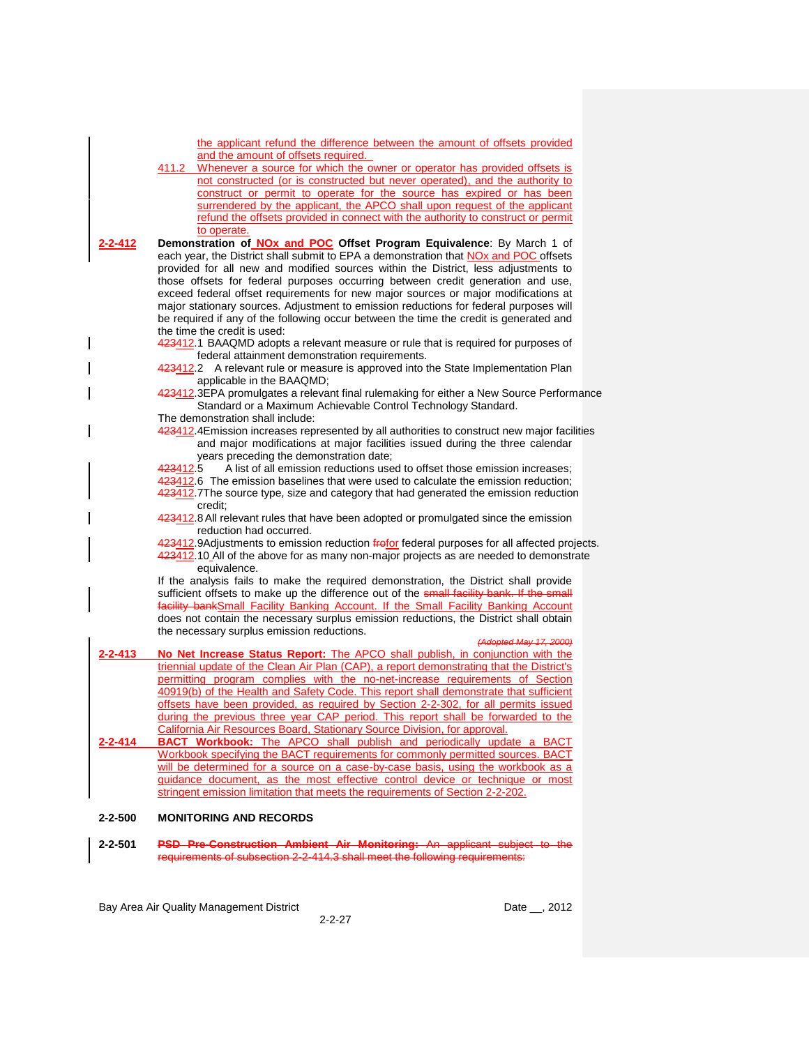the applicant refund the difference between the amount of offsets provided and the amount of offsets required.

411.2 Whenever a source for which the owner or operator has provided offsets is not constructed (or is constructed but never operated), and the authority to construct or permit to operate for the source has expired or has been surrendered by the applicant, the APCO shall upon request of the applicant refund the offsets provided in connect with the authority to construct or permit to operate.

**2-2-412 Demonstration of NOx and POC Offset Program Equivalence**: By March 1 of each year, the District shall submit to EPA a demonstration that NOx and POC offsets provided for all new and modified sources within the District, less adjustments to those offsets for federal purposes occurring between credit generation and use, exceed federal offset requirements for new major sources or major modifications at major stationary sources. Adjustment to emission reductions for federal purposes will be required if any of the following occur between the time the credit is generated and the time the credit is used:

423412.1 BAAQMD adopts a relevant measure or rule that is required for purposes of federal attainment demonstration requirements.

423412.2 A relevant rule or measure is approved into the State Implementation Plan applicable in the BAAQMD;

423412.3 EPA promulgates a relevant final rulemaking for either a New Source Performance Standard or a Maximum Achievable Control Technology Standard.

The demonstration shall include:

423412.4 Emission increases represented by all authorities to construct new major facilities and major modifications at major facilities issued during the three calendar years preceding the demonstration date;

423412.5 A list of all emission reductions used to offset those emission increases;

423412.6 The emission baselines that were used to calculate the emission reduction;

423412.7 The source type, size and category that had generated the emission reduction credit;

423412.8 All relevant rules that have been adopted or promulgated since the emission reduction had occurred.

423412.9 Adjustments to emission reduction frofor federal purposes for all affected projects.

423412.10 All of the above for as many non-major projects as are needed to demonstrate equivalence.

If the analysis fails to make the required demonstration, the District shall provide sufficient offsets to make up the difference out of the ~~small facility bank. If the small facility bank~~Small Facility Banking Account. If the Small Facility Banking Account does not contain the necessary surplus emission reductions, the District shall obtain the necessary surplus emission reductions.

~~*(Adopted May 17, 2000)*~~

**2-2-413 No Net Increase Status Report:** The APCO shall publish, in conjunction with the triennial update of the Clean Air Plan (CAP), a report demonstrating that the District's permitting program complies with the no-net-increase requirements of Section 40919(b) of the Health and Safety Code. This report shall demonstrate that sufficient offsets have been provided, as required by Section 2-2-302, for all permits issued during the previous three year CAP period. This report shall be forwarded to the California Air Resources Board, Stationary Source Division, for approval.

**2-2-414 BACT Workbook:** The APCO shall publish and periodically update a BACT Workbook specifying the BACT requirements for commonly permitted sources. BACT will be determined for a source on a case-by-case basis, using the workbook as a guidance document, as the most effective control device or technique or most stringent emission limitation that meets the requirements of Section 2-2-202.

## 2-2-500 MONITORING AND RECORDS

**2-2-501** ~~**PSD Pre-Construction Ambient Air Monitoring:** An applicant subject to the requirements of subsection 2-2-414.3 shall meet the following requirements:~~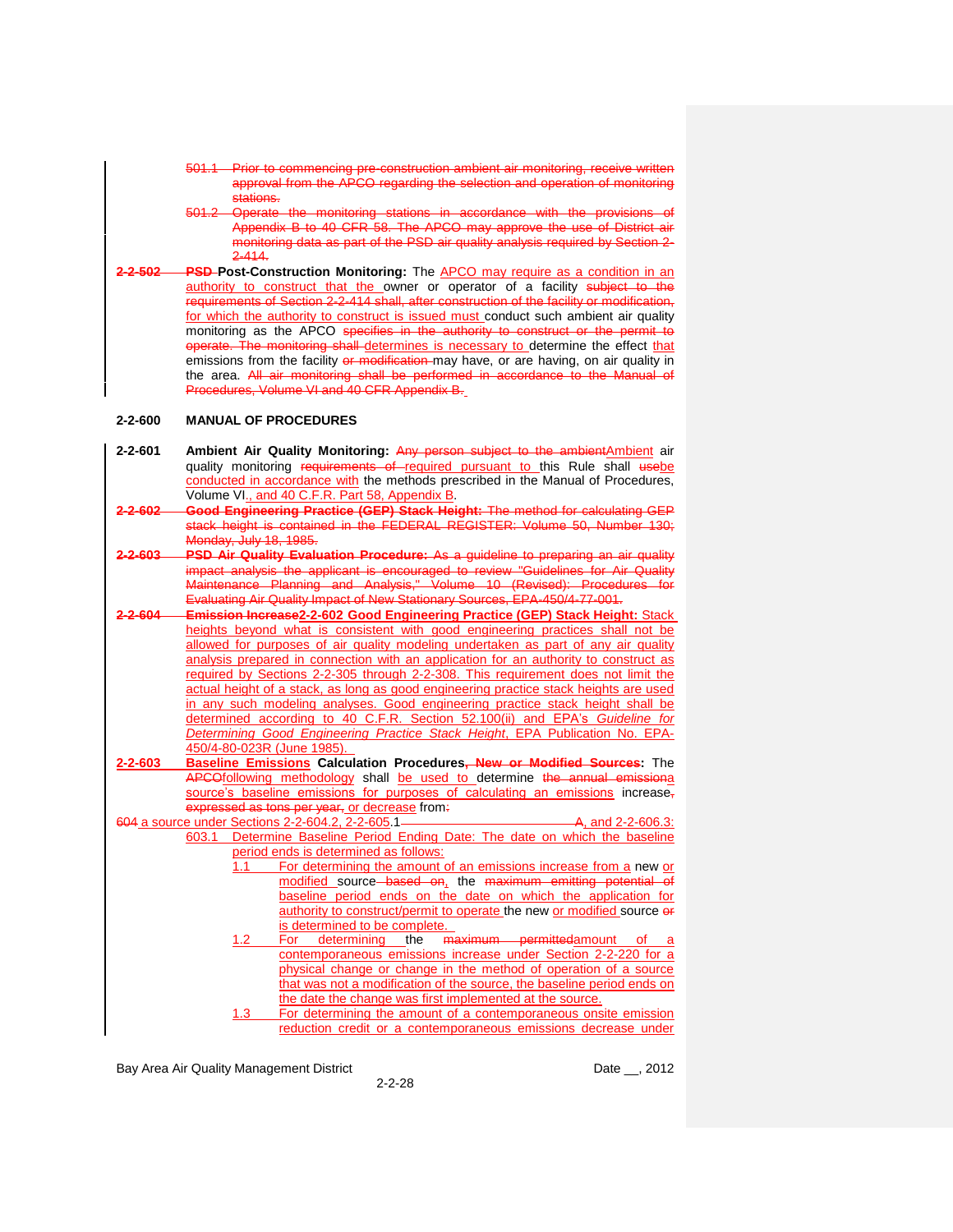501.1 Prior to commencing pre-construction ambient air monitoring, receive written approval from the APCO regarding the selection and operation of monitoring stations.

501.2 Operate the monitoring stations in accordance with the provisions of Appendix B to 40 CFR 58. The APCO may approve the use of District air monitoring data as part of the PSD air quality analysis required by Section 2-2-414.

**2-2-502 PSD Post-Construction Monitoring:** The APCO may require as a condition in an authority to construct that the owner or operator of a facility subject to the requirements of Section 2-2-414 shall, after construction of the facility or modification, for which the authority to construct is issued must conduct such ambient air quality monitoring as the APCO specifies in the authority to construct or the permit to operate. The monitoring shall determines is necessary to determine the effect that emissions from the facility or modification may have, or are having, on air quality in the area. All air monitoring shall be performed in accordance to the Manual of Procedures, Volume VI and 40 CFR Appendix B.

## 2-2-600 MANUAL OF PROCEDURES

**2-2-601 Ambient Air Quality Monitoring:** Any person subject to the ambientAmbient air quality monitoring requirements of required pursuant to this Rule shall usebe conducted in accordance with the methods prescribed in the Manual of Procedures, Volume VI., and 40 C.F.R. Part 58, Appendix B.

**2-2-602 Good Engineering Practice (GEP) Stack Height:** The method for calculating GEP stack height is contained in the FEDERAL REGISTER: Volume 50, Number 130; Monday, July 18, 1985.

**2-2-603 PSD Air Quality Evaluation Procedure:** As a guideline to preparing an air quality impact analysis the applicant is encouraged to review "Guidelines for Air Quality Maintenance Planning and Analysis," Volume 10 (Revised): Procedures for Evaluating Air Quality Impact of New Stationary Sources, EPA-450/4-77-001.

**2-2-604 Emission Increase2-2-602 Good Engineering Practice (GEP) Stack Height:** Stack heights beyond what is consistent with good engineering practices shall not be allowed for purposes of air quality modeling undertaken as part of any air quality analysis prepared in connection with an application for an authority to construct as required by Sections 2-2-305 through 2-2-308. This requirement does not limit the actual height of a stack, as long as good engineering practice stack heights are used in any such modeling analyses. Good engineering practice stack height shall be determined according to 40 C.F.R. Section 52.100(ii) and EPA's *Guideline for Determining Good Engineering Practice Stack Height*, EPA Publication No. EPA-450/4-80-023R (June 1985).

**2-2-603 Baseline Emissions Calculation Procedures, New or Modified Sources:** The APCOfollowing methodology shall be used to determine the annual emissiona source's baseline emissions for purposes of calculating an emissions increase, expressed as tons per year, or decrease from:

604 a source under Sections 2-2-604.2, 2-2-605.1A, and 2-2-606.3:

603.1 Determine Baseline Period Ending Date: The date on which the baseline period ends is determined as follows:

1.1 For determining the amount of an emissions increase from a new or modified source based on, the maximum emitting potential of baseline period ends on the date on which the application for authority to construct/permit to operate the new or modified source or is determined to be complete.

1.2 For determining the maximum permittedamount of a contemporaneous emissions increase under Section 2-2-220 for a physical change or change in the method of operation of a source that was not a modification of the source, the baseline period ends on the date the change was first implemented at the source.

1.3 For determining the amount of a contemporaneous onsite emission reduction credit or a contemporaneous emissions decrease under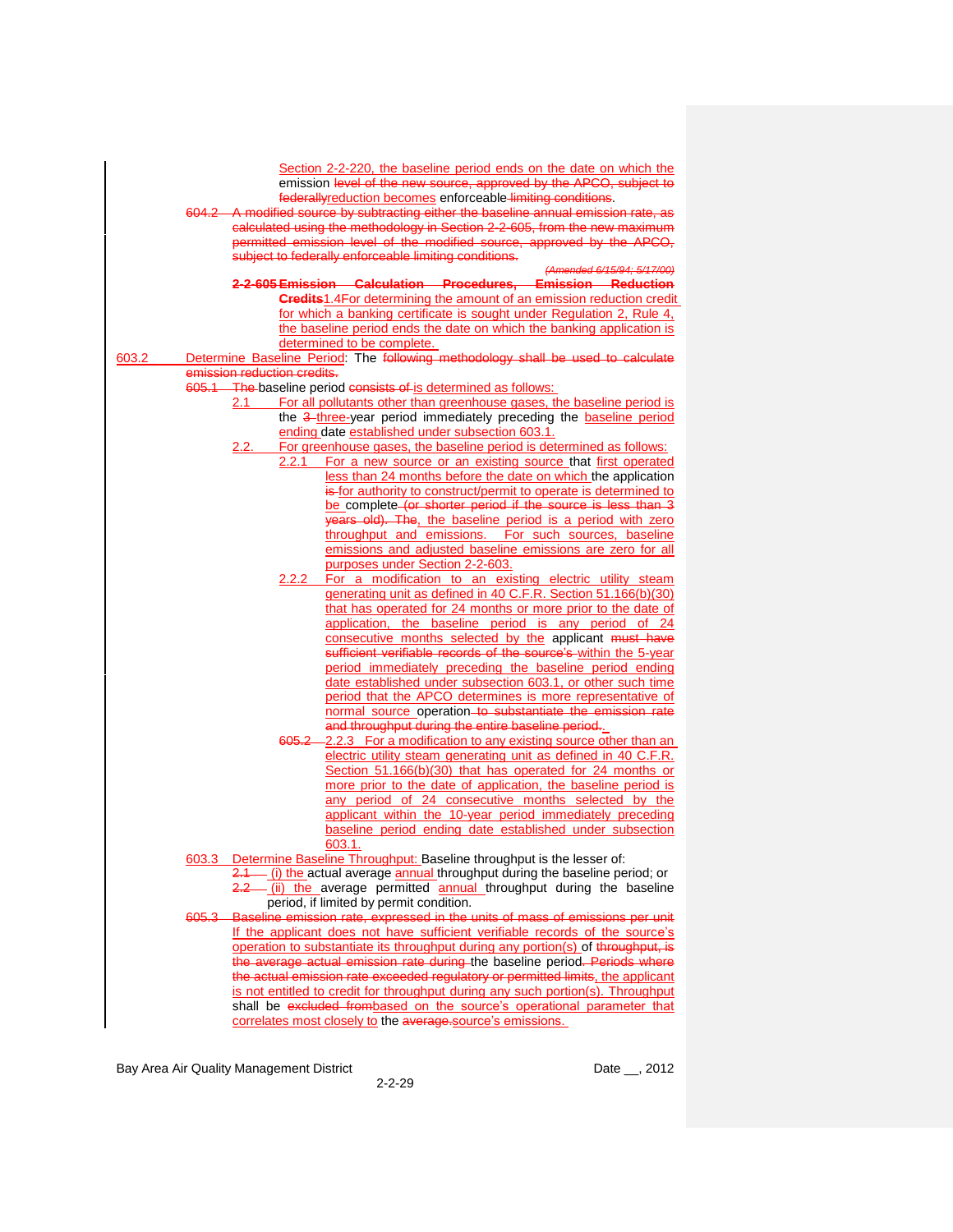Section 2-2-220, the baseline period ends on the date on which the emission level of the new source, approved by the APCO, subject to federallyreduction becomes enforceable limiting conditions.

604.2 A modified source by subtracting either the baseline annual emission rate, as calculated using the methodology in Section 2-2-605, from the new maximum permitted emission level of the modified source, approved by the APCO, subject to federally enforceable limiting conditions.

*(Amended 6/15/94; 5/17/00)*

**2-2-605 Emission Calculation Procedures, Emission Reduction Credits**1.4For determining the amount of an emission reduction credit for which a banking certificate is sought under Regulation 2, Rule 4, the baseline period ends the date on which the banking application is determined to be complete.

603.2 Determine Baseline Period: The following methodology shall be used to calculate emission reduction credits.

605.1 The baseline period consists of is determined as follows:

2.1 For all pollutants other than greenhouse gases, the baseline period is the 3 three-year period immediately preceding the baseline period ending date established under subsection 603.1.

2.2. For greenhouse gases, the baseline period is determined as follows:

2.2.1 For a new source or an existing source that first operated less than 24 months before the date on which the application is for authority to construct/permit to operate is determined to be complete (or shorter period if the source is less than 3 years old). The, the baseline period is a period with zero throughput and emissions. For such sources, baseline emissions and adjusted baseline emissions are zero for all purposes under Section 2-2-603.

2.2.2 For a modification to an existing electric utility steam generating unit as defined in 40 C.F.R. Section 51.166(b)(30) that has operated for 24 months or more prior to the date of application, the baseline period is any period of 24 consecutive months selected by the applicant must have sufficient verifiable records of the source's within the 5-year period immediately preceding the baseline period ending date established under subsection 603.1, or other such time period that the APCO determines is more representative of normal source operation to substantiate the emission rate and throughput during the entire baseline period.

605.2 2.2.3 For a modification to any existing source other than an electric utility steam generating unit as defined in 40 C.F.R. Section 51.166(b)(30) that has operated for 24 months or more prior to the date of application, the baseline period is any period of 24 consecutive months selected by the applicant within the 10-year period immediately preceding baseline period ending date established under subsection 603.1.

603.3 Determine Baseline Throughput: Baseline throughput is the lesser of:

2.1 (i) the actual average annual throughput during the baseline period; or

2.2 (ii) the average permitted annual throughput during the baseline period, if limited by permit condition.

605.3 Baseline emission rate, expressed in the units of mass of emissions per unit If the applicant does not have sufficient verifiable records of the source's operation to substantiate its throughput during any portion(s) of throughput, is the average actual emission rate during the baseline period. Periods where the actual emission rate exceeded regulatory or permitted limits, the applicant is not entitled to credit for throughput during any such portion(s). Throughput shall be excluded frombased on the source's operational parameter that correlates most closely to the average.source's emissions.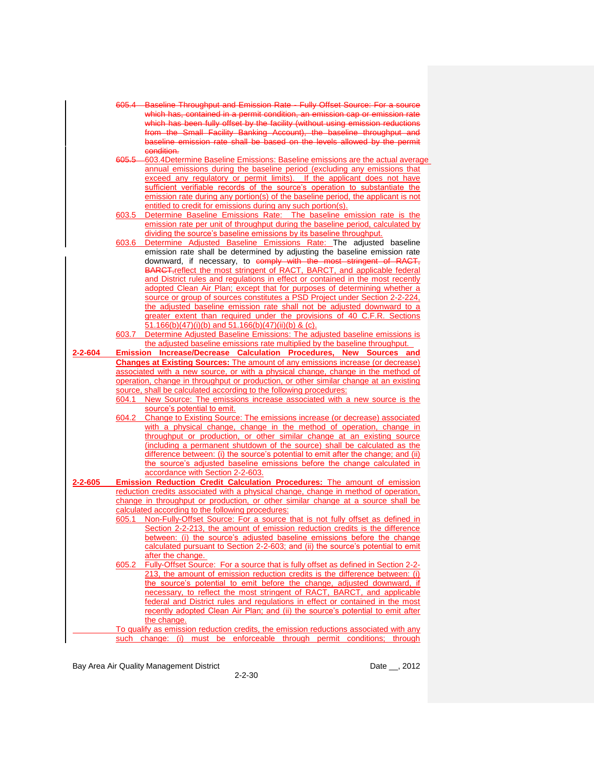~~605.4 Baseline Throughput and Emission Rate - Fully Offset Source: For a source which has, contained in a permit condition, an emission cap or emission rate which has been fully offset by the facility (without using emission reductions from the Small Facility Banking Account), the baseline throughput and baseline emission rate shall be based on the levels allowed by the permit condition.~~

~~605.5~~ 603.4Determine Baseline Emissions: Baseline emissions are the actual average annual emissions during the baseline period (excluding any emissions that exceed any regulatory or permit limits). If the applicant does not have sufficient verifiable records of the source's operation to substantiate the emission rate during any portion(s) of the baseline period, the applicant is not entitled to credit for emissions during any such portion(s).

603.5 Determine Baseline Emissions Rate: The baseline emission rate is the emission rate per unit of throughput during the baseline period, calculated by dividing the source's baseline emissions by its baseline throughput.

603.6 Determine Adjusted Baseline Emissions Rate: The adjusted baseline emission rate shall be determined by adjusting the baseline emission rate downward, if necessary, to ~~comply with the most stringent of RACT, BARCT,~~ reflect the most stringent of RACT, BARCT, and applicable federal and District rules and regulations in effect or contained in the most recently adopted Clean Air Plan; except that for purposes of determining whether a source or group of sources constitutes a PSD Project under Section 2-2-224, the adjusted baseline emission rate shall not be adjusted downward to a greater extent than required under the provisions of 40 C.F.R. Sections 51.166(b)(47)(i)(b) and 51.166(b)(47)(ii)(b) & (c).

603.7 Determine Adjusted Baseline Emissions: The adjusted baseline emissions is the adjusted baseline emissions rate multiplied by the baseline throughput.

**2-2-604 Emission Increase/Decrease Calculation Procedures, New Sources and Changes at Existing Sources:** The amount of any emissions increase (or decrease) associated with a new source, or with a physical change, change in the method of operation, change in throughput or production, or other similar change at an existing source, shall be calculated according to the following procedures:

604.1 New Source: The emissions increase associated with a new source is the source's potential to emit.

604.2 Change to Existing Source: The emissions increase (or decrease) associated with a physical change, change in the method of operation, change in throughput or production, or other similar change at an existing source (including a permanent shutdown of the source) shall be calculated as the difference between: (i) the source's potential to emit after the change; and (ii) the source's adjusted baseline emissions before the change calculated in accordance with Section 2-2-603.

**2-2-605 Emission Reduction Credit Calculation Procedures:** The amount of emission reduction credits associated with a physical change, change in method of operation, change in throughput or production, or other similar change at a source shall be calculated according to the following procedures:

605.1 Non-Fully-Offset Source: For a source that is not fully offset as defined in Section 2-2-213, the amount of emission reduction credits is the difference between: (i) the source's adjusted baseline emissions before the change calculated pursuant to Section 2-2-603; and (ii) the source's potential to emit after the change.

605.2 Fully-Offset Source: For a source that is fully offset as defined in Section 2-2-213, the amount of emission reduction credits is the difference between: (i) the source's potential to emit before the change, adjusted downward, if necessary, to reflect the most stringent of RACT, BARCT, and applicable federal and District rules and regulations in effect or contained in the most recently adopted Clean Air Plan; and (ii) the source's potential to emit after the change.

To qualify as emission reduction credits, the emission reductions associated with any such change: (i) must be enforceable through permit conditions; through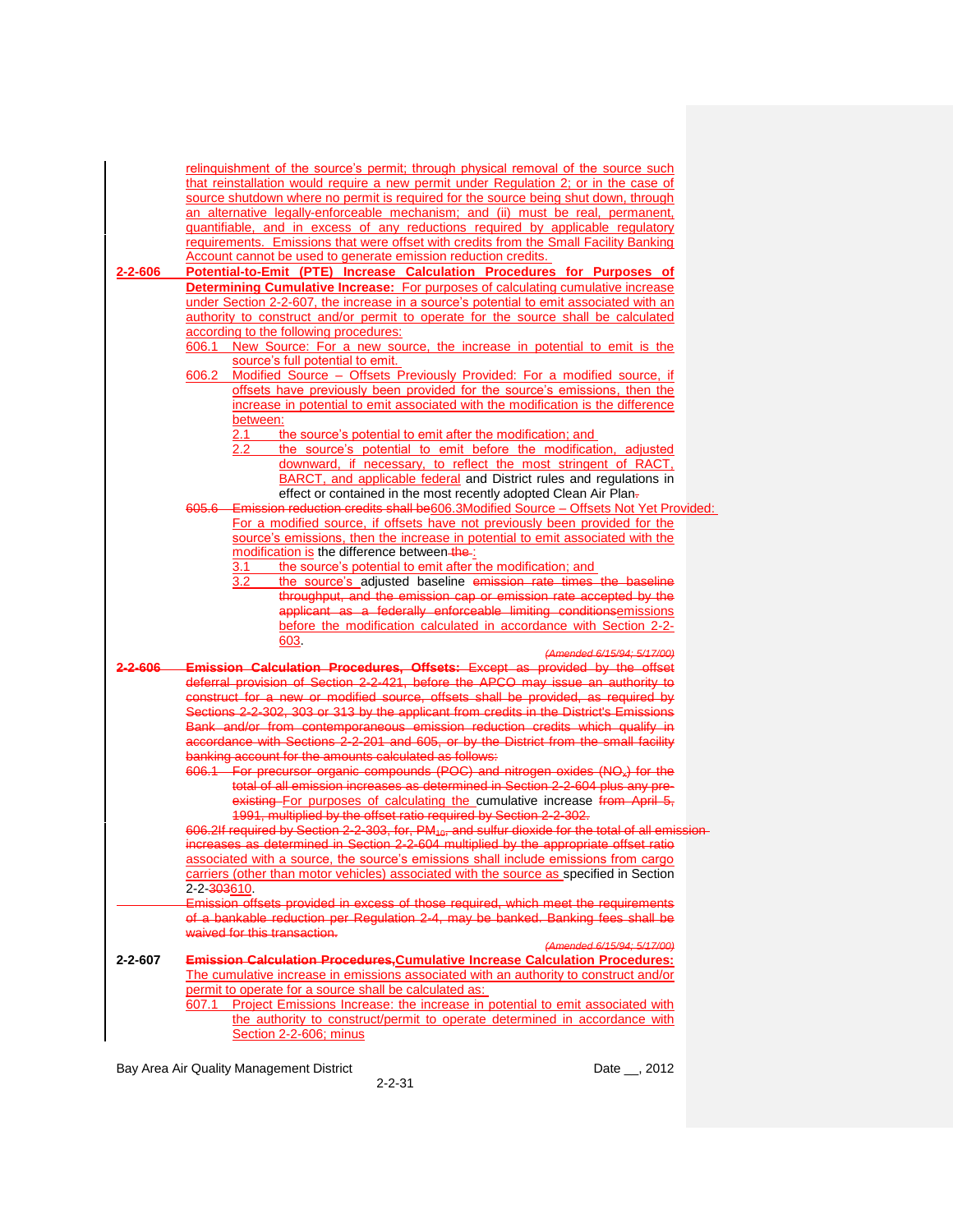relinquishment of the source's permit; through physical removal of the source such that reinstallation would require a new permit under Regulation 2; or in the case of source shutdown where no permit is required for the source being shut down, through an alternative legally-enforceable mechanism; and (ii) must be real, permanent, quantifiable, and in excess of any reductions required by applicable regulatory requirements. Emissions that were offset with credits from the Small Facility Banking Account cannot be used to generate emission reduction credits.

**2-2-606 Potential-to-Emit (PTE) Increase Calculation Procedures for Purposes of Determining Cumulative Increase:** For purposes of calculating cumulative increase under Section 2-2-607, the increase in a source's potential to emit associated with an authority to construct and/or permit to operate for the source shall be calculated according to the following procedures:

606.1 New Source: For a new source, the increase in potential to emit is the source's full potential to emit.

606.2 Modified Source – Offsets Previously Provided: For a modified source, if offsets have previously been provided for the source's emissions, then the increase in potential to emit associated with the modification is the difference between:

2.1 the source's potential to emit after the modification; and

2.2 the source's potential to emit before the modification, adjusted downward, if necessary, to reflect the most stringent of RACT, BARCT, and applicable federal and District rules and regulations in effect or contained in the most recently adopted Clean Air Plan.

~~605.6 Emission reduction credits shall be~~606.3 Modified Source – Offsets Not Yet Provided: For a modified source, if offsets have not previously been provided for the source's emissions, then the increase in potential to emit associated with the modification is the difference between ~~the~~:

3.1 the source's potential to emit after the modification; and

3.2 the source's adjusted baseline ~~emission rate times the baseline throughput, and the emission cap or emission rate accepted by the applicant as a federally enforceable limiting conditions~~emissions before the modification calculated in accordance with Section 2-2-603.

*(Amended 6/15/94; 5/17/00)*

~~**2-2-606 Emission Calculation Procedures, Offsets:** Except as provided by the offset deferral provision of Section 2-2-421, before the APCO may issue an authority to construct for a new or modified source, offsets shall be provided, as required by Sections 2-2-302, 303 or 313 by the applicant from credits in the District's Emissions Bank and/or from contemporaneous emission reduction credits which qualify in accordance with Sections 2-2-201 and 605, or by the District from the small facility banking account for the amounts calculated as follows:~~

~~606.1 For precursor organic compounds (POC) and nitrogen oxides ($NO_x$) for the total of all emission increases as determined in Section 2-2-604 plus any pre-existing~~ For purposes of calculating the cumulative increase ~~from April 5, 1991, multiplied by the offset ratio required by Section 2-2-302.~~

~~606.2 If required by Section 2-2-303, for, $PM_{10}$, and sulfur dioxide for the total of all emission increases as determined in Section 2-2-604 multiplied by the appropriate offset ratio~~ associated with a source, the source's emissions shall include emissions from cargo carriers (other than motor vehicles) associated with the source as specified in Section 2-2-~~303~~610.

~~Emission offsets provided in excess of those required, which meet the requirements of a bankable reduction per Regulation 2-4, may be banked. Banking fees shall be waived for this transaction.~~

*(Amended 6/15/94; 5/17/00)*

**2-2-607 ~~Emission Calculation Procedures,~~Cumulative Increase Calculation Procedures:** The cumulative increase in emissions associated with an authority to construct and/or permit to operate for a source shall be calculated as:

607.1 Project Emissions Increase: the increase in potential to emit associated with the authority to construct/permit to operate determined in accordance with Section 2-2-606; minus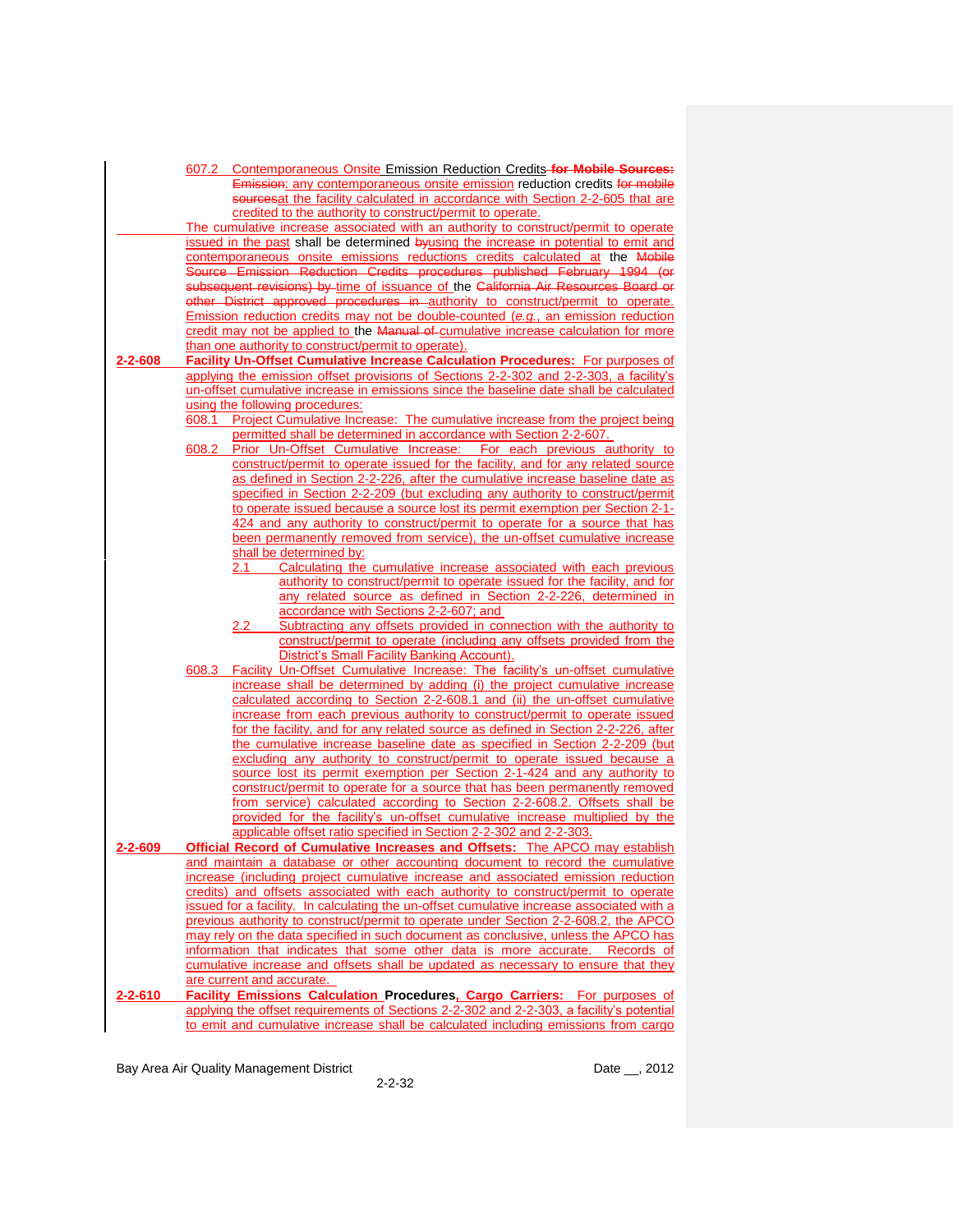607.2 Contemporaneous Onsite Emission Reduction Credits ~~for Mobile Sources:~~ ~~Emission~~: any contemporaneous onsite emission reduction credits ~~for mobile sources~~at the facility calculated in accordance with Section 2-2-605 that are credited to the authority to construct/permit to operate.

The cumulative increase associated with an authority to construct/permit to operate issued in the past shall be determined ~~by~~using the increase in potential to emit and contemporaneous onsite emissions reductions credits calculated at the ~~Mobile Source Emission Reduction Credits procedures published February 1994 (or subsequent revisions) by~~ time of issuance of the ~~California Air Resources Board or other District approved procedures in~~ authority to construct/permit to operate. Emission reduction credits may not be double-counted (*e.g.*, an emission reduction credit may not be applied to the ~~Manual of~~ cumulative increase calculation for more than one authority to construct/permit to operate).

**2-2-608 Facility Un-Offset Cumulative Increase Calculation Procedures:** For purposes of applying the emission offset provisions of Sections 2-2-302 and 2-2-303, a facility's un-offset cumulative increase in emissions since the baseline date shall be calculated using the following procedures:

608.1 Project Cumulative Increase: The cumulative increase from the project being permitted shall be determined in accordance with Section 2-2-607.

608.2 Prior Un-Offset Cumulative Increase: For each previous authority to construct/permit to operate issued for the facility, and for any related source as defined in Section 2-2-226, after the cumulative increase baseline date as specified in Section 2-2-209 (but excluding any authority to construct/permit to operate issued because a source lost its permit exemption per Section 2-1-424 and any authority to construct/permit to operate for a source that has been permanently removed from service), the un-offset cumulative increase shall be determined by:

2.1 Calculating the cumulative increase associated with each previous authority to construct/permit to operate issued for the facility, and for any related source as defined in Section 2-2-226, determined in accordance with Sections 2-2-607; and

2.2 Subtracting any offsets provided in connection with the authority to construct/permit to operate (including any offsets provided from the District's Small Facility Banking Account).

608.3 Facility Un-Offset Cumulative Increase: The facility's un-offset cumulative increase shall be determined by adding (i) the project cumulative increase calculated according to Section 2-2-608.1 and (ii) the un-offset cumulative increase from each previous authority to construct/permit to operate issued for the facility, and for any related source as defined in Section 2-2-226, after the cumulative increase baseline date as specified in Section 2-2-209 (but excluding any authority to construct/permit to operate issued because a source lost its permit exemption per Section 2-1-424 and any authority to construct/permit to operate for a source that has been permanently removed from service) calculated according to Section 2-2-608.2. Offsets shall be provided for the facility's un-offset cumulative increase multiplied by the applicable offset ratio specified in Section 2-2-302 and 2-2-303.

**2-2-609 Official Record of Cumulative Increases and Offsets:** The APCO may establish and maintain a database or other accounting document to record the cumulative increase (including project cumulative increase and associated emission reduction credits) and offsets associated with each authority to construct/permit to operate issued for a facility. In calculating the un-offset cumulative increase associated with a previous authority to construct/permit to operate under Section 2-2-608.2, the APCO may rely on the data specified in such document as conclusive, unless the APCO has information that indicates that some other data is more accurate. Records of cumulative increase and offsets shall be updated as necessary to ensure that they are current and accurate.

**2-2-610 Facility Emissions Calculation Procedures, Cargo Carriers:** For purposes of applying the offset requirements of Sections 2-2-302 and 2-2-303, a facility's potential to emit and cumulative increase shall be calculated including emissions from cargo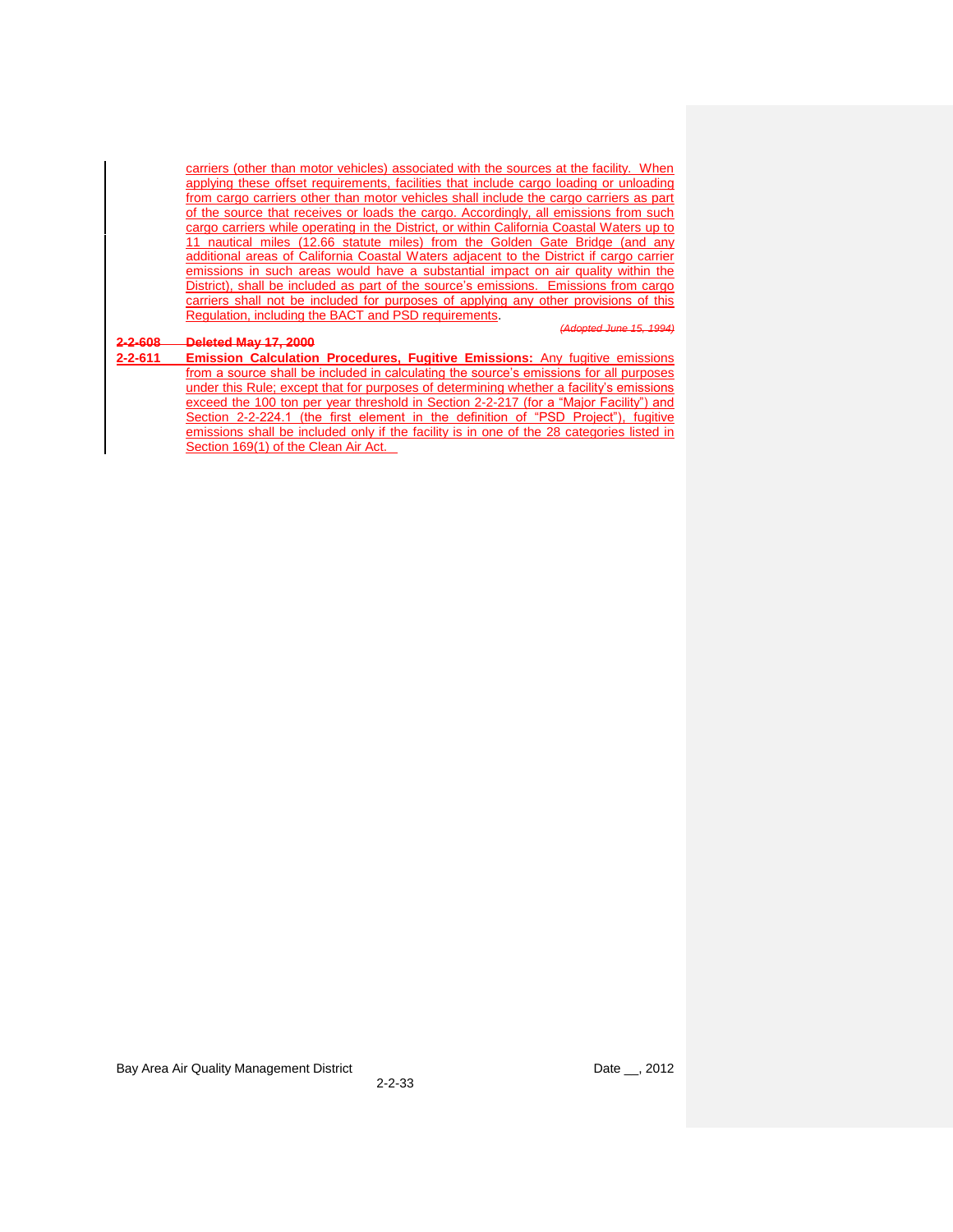carriers (other than motor vehicles) associated with the sources at the facility. When applying these offset requirements, facilities that include cargo loading or unloading from cargo carriers other than motor vehicles shall include the cargo carriers as part of the source that receives or loads the cargo. Accordingly, all emissions from such cargo carriers while operating in the District, or within California Coastal Waters up to 11 nautical miles (12.66 statute miles) from the Golden Gate Bridge (and any additional areas of California Coastal Waters adjacent to the District if cargo carrier emissions in such areas would have a substantial impact on air quality within the District), shall be included as part of the source's emissions. Emissions from cargo carriers shall not be included for purposes of applying any other provisions of this Regulation, including the BACT and PSD requirements.

*(Adopted June 15, 1994)*

~~**2-2-608 Deleted May 17, 2000**~~

**2-2-611 Emission Calculation Procedures, Fugitive Emissions:** Any fugitive emissions from a source shall be included in calculating the source's emissions for all purposes under this Rule; except that for purposes of determining whether a facility's emissions exceed the 100 ton per year threshold in Section 2-2-217 (for a "Major Facility") and Section 2-2-224.1 (the first element in the definition of "PSD Project"), fugitive emissions shall be included only if the facility is in one of the 28 categories listed in Section 169(1) of the Clean Air Act.